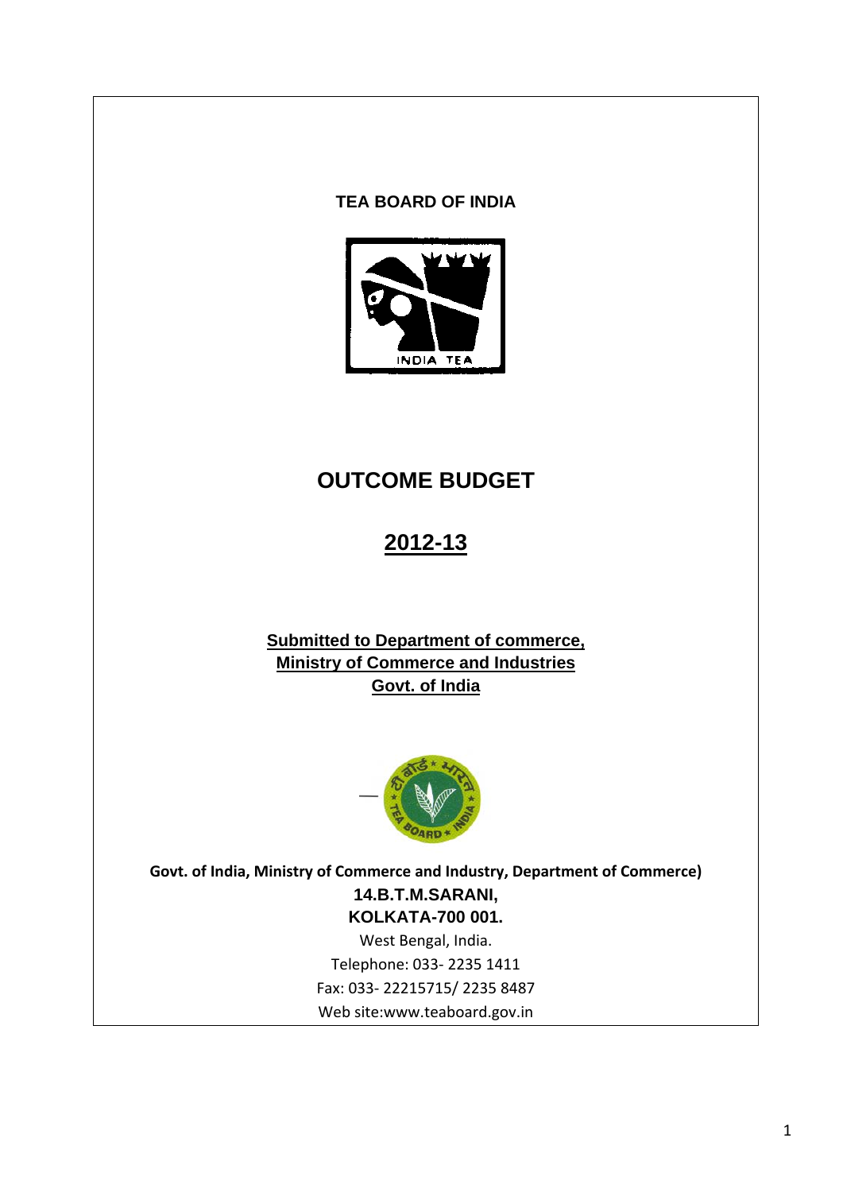**TEA BOARD OF INDIA**

# OUTCOME BUDGET

## 2012-13

**Submitted to Department of commerce,**
**Ministry of Commerce and Industries**
**Govt. of India**

**Govt. of India, Ministry of Commerce and Industry, Department of Commerce)**
**14.B.T.M.SARANI,**
**KOLKATA-700 001.**
West Bengal, India.
Telephone: 033- 2235 1411
Fax: 033- 22215715/ 2235 8487
Web site:www.teaboard.gov.in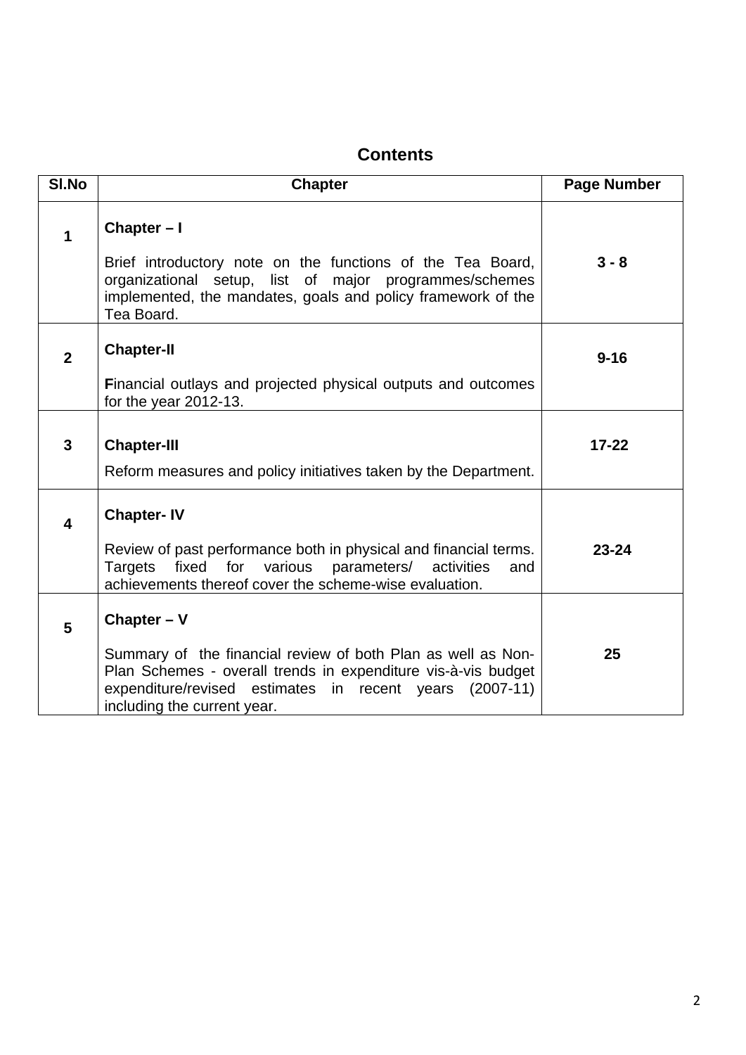# Contents

| Sl.No | Chapter | Page Number |
|---|---|---|
| 1 | **Chapter – I**<br><br>Brief introductory note on the functions of the Tea Board, organizational setup, list of major programmes/schemes implemented, the mandates, goals and policy framework of the Tea Board. | **3 - 8** |
| 2 | **Chapter-II**<br><br>**F**inancial outlays and projected physical outputs and outcomes for the year 2012-13. | **9-16** |
| 3 | **Chapter-III**<br><br>Reform measures and policy initiatives taken by the Department. | **17-22** |
| 4 | **Chapter- IV**<br><br>Review of past performance both in physical and financial terms. Targets fixed for various parameters/ activities and achievements thereof cover the scheme-wise evaluation. | **23-24** |
| 5 | **Chapter – V**<br><br>Summary of the financial review of both Plan as well as Non-Plan Schemes - overall trends in expenditure vis-à-vis budget expenditure/revised estimates in recent years (2007-11) including the current year. | **25** |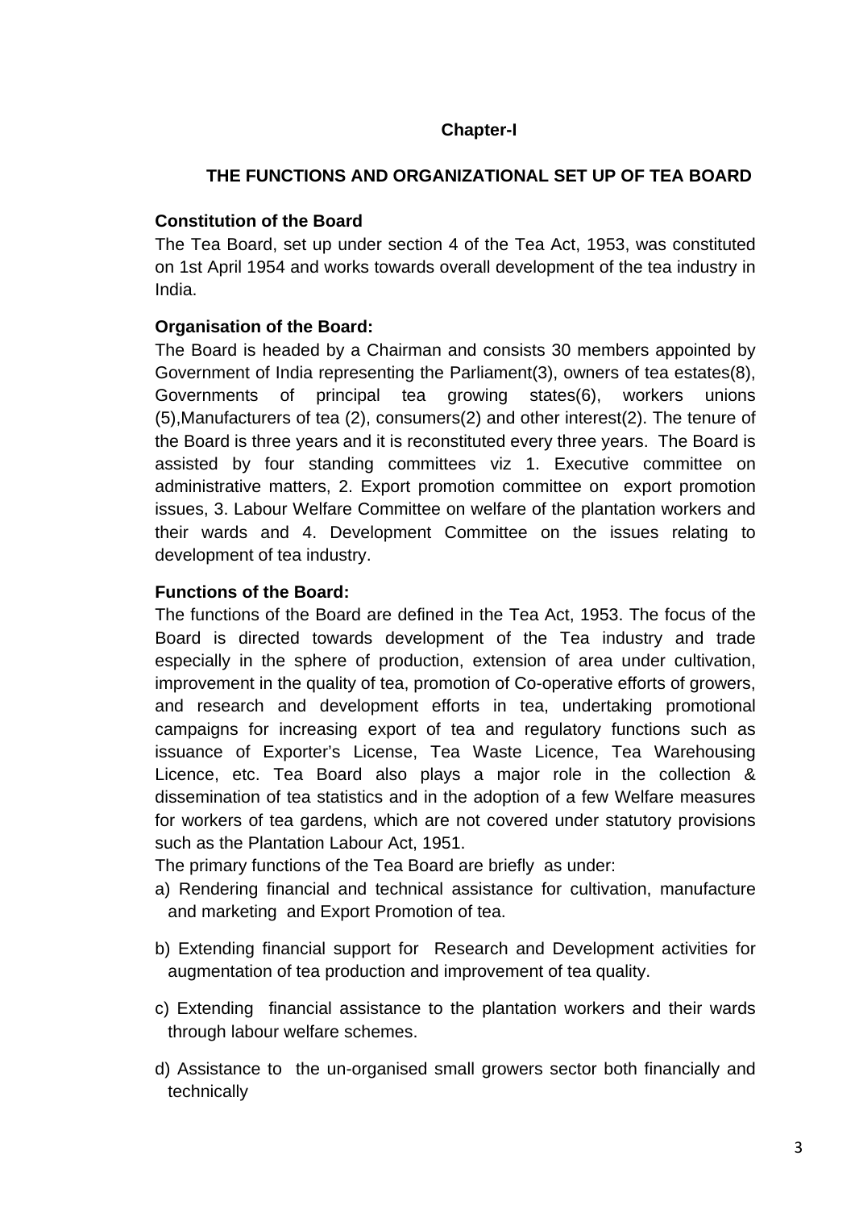# Chapter-I

## THE FUNCTIONS AND ORGANIZATIONAL SET UP OF TEA BOARD

**Constitution of the Board**

The Tea Board, set up under section 4 of the Tea Act, 1953, was constituted on 1st April 1954 and works towards overall development of the tea industry in India.

**Organisation of the Board:**

The Board is headed by a Chairman and consists 30 members appointed by Government of India representing the Parliament(3), owners of tea estates(8), Governments of principal tea growing states(6), workers unions (5),Manufacturers of tea (2), consumers(2) and other interest(2). The tenure of the Board is three years and it is reconstituted every three years. The Board is assisted by four standing committees viz 1. Executive committee on administrative matters, 2. Export promotion committee on export promotion issues, 3. Labour Welfare Committee on welfare of the plantation workers and their wards and 4. Development Committee on the issues relating to development of tea industry.

**Functions of the Board:**

The functions of the Board are defined in the Tea Act, 1953. The focus of the Board is directed towards development of the Tea industry and trade especially in the sphere of production, extension of area under cultivation, improvement in the quality of tea, promotion of Co-operative efforts of growers, and research and development efforts in tea, undertaking promotional campaigns for increasing export of tea and regulatory functions such as issuance of Exporter's License, Tea Waste Licence, Tea Warehousing Licence, etc. Tea Board also plays a major role in the collection & dissemination of tea statistics and in the adoption of a few Welfare measures for workers of tea gardens, which are not covered under statutory provisions such as the Plantation Labour Act, 1951.

The primary functions of the Tea Board are briefly as under:

a) Rendering financial and technical assistance for cultivation, manufacture and marketing and Export Promotion of tea.

b) Extending financial support for Research and Development activities for augmentation of tea production and improvement of tea quality.

c) Extending financial assistance to the plantation workers and their wards through labour welfare schemes.

d) Assistance to the un-organised small growers sector both financially and technically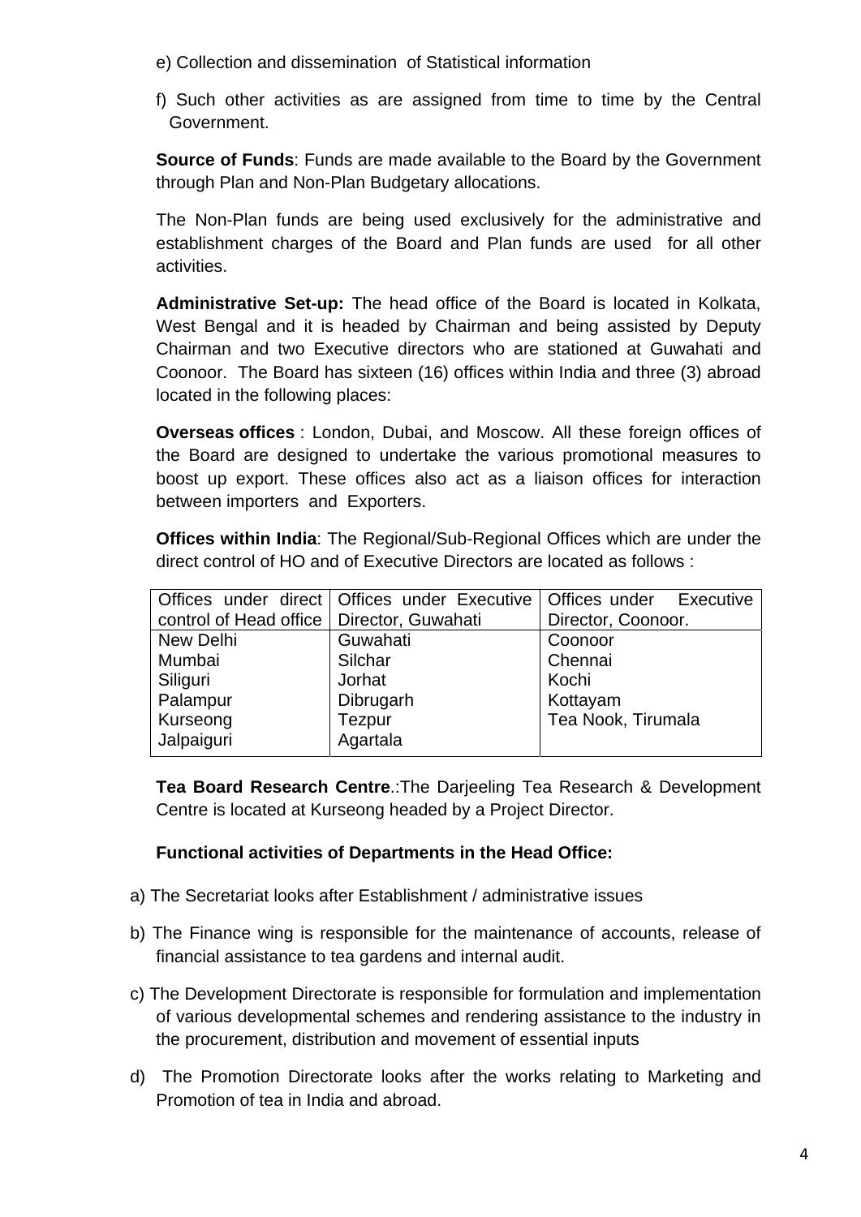e) Collection and dissemination of Statistical information

f) Such other activities as are assigned from time to time by the Central Government.

**Source of Funds**: Funds are made available to the Board by the Government through Plan and Non-Plan Budgetary allocations.

The Non-Plan funds are being used exclusively for the administrative and establishment charges of the Board and Plan funds are used for all other activities.

**Administrative Set-up:** The head office of the Board is located in Kolkata, West Bengal and it is headed by Chairman and being assisted by Deputy Chairman and two Executive directors who are stationed at Guwahati and Coonoor. The Board has sixteen (16) offices within India and three (3) abroad located in the following places:

**Overseas offices** : London, Dubai, and Moscow. All these foreign offices of the Board are designed to undertake the various promotional measures to boost up export. These offices also act as a liaison offices for interaction between importers and Exporters.

**Offices within India**: The Regional/Sub-Regional Offices which are under the direct control of HO and of Executive Directors are located as follows :

| Offices under direct control of Head office | Offices under Executive Director, Guwahati | Offices under Executive Director, Coonoor. |
|---|---|---|
| New Delhi | Guwahati | Coonoor |
| Mumbai | Silchar | Chennai |
| Siliguri | Jorhat | Kochi |
| Palampur | Dibrugarh | Kottayam |
| Kurseong | Tezpur | Tea Nook, Tirumala |
| Jalpaiguri | Agartala | |

**Tea Board Research Centre**.:The Darjeeling Tea Research & Development Centre is located at Kurseong headed by a Project Director.

**Functional activities of Departments in the Head Office:**

a) The Secretariat looks after Establishment / administrative issues

b) The Finance wing is responsible for the maintenance of accounts, release of financial assistance to tea gardens and internal audit.

c) The Development Directorate is responsible for formulation and implementation of various developmental schemes and rendering assistance to the industry in the procurement, distribution and movement of essential inputs

d) The Promotion Directorate looks after the works relating to Marketing and Promotion of tea in India and abroad.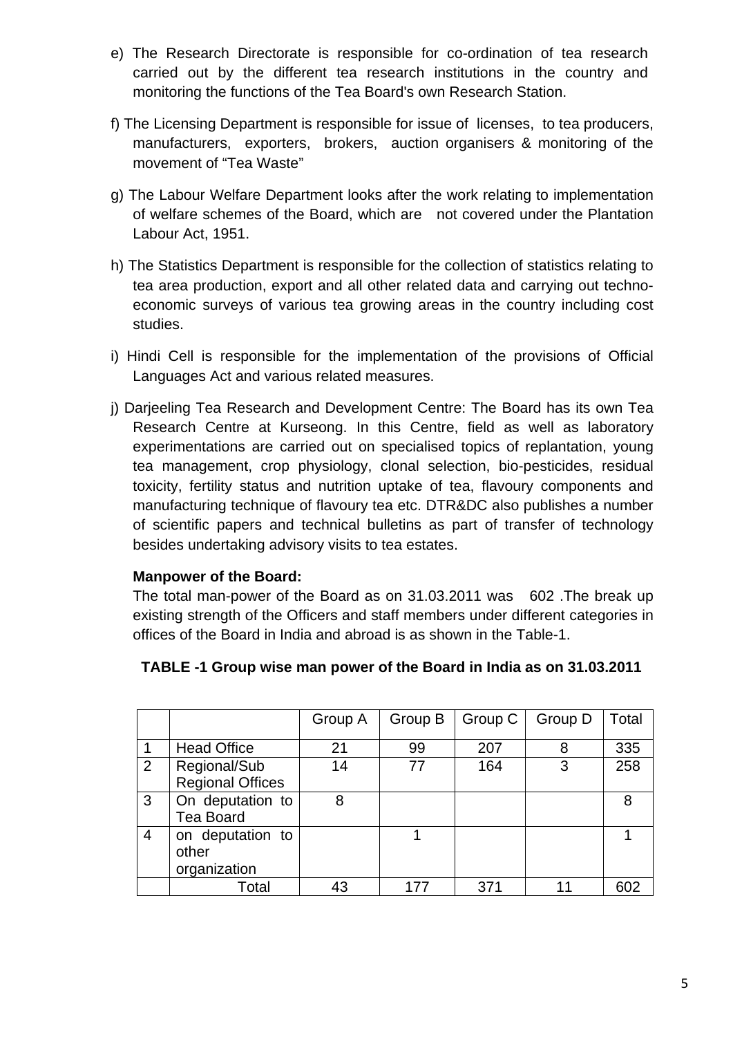e) The Research Directorate is responsible for co-ordination of tea research carried out by the different tea research institutions in the country and monitoring the functions of the Tea Board's own Research Station.

f) The Licensing Department is responsible for issue of licenses, to tea producers, manufacturers, exporters, brokers, auction organisers & monitoring of the movement of "Tea Waste"

g) The Labour Welfare Department looks after the work relating to implementation of welfare schemes of the Board, which are not covered under the Plantation Labour Act, 1951.

h) The Statistics Department is responsible for the collection of statistics relating to tea area production, export and all other related data and carrying out techno-economic surveys of various tea growing areas in the country including cost studies.

i) Hindi Cell is responsible for the implementation of the provisions of Official Languages Act and various related measures.

j) Darjeeling Tea Research and Development Centre: The Board has its own Tea Research Centre at Kurseong. In this Centre, field as well as laboratory experimentations are carried out on specialised topics of replantation, young tea management, crop physiology, clonal selection, bio-pesticides, residual toxicity, fertility status and nutrition uptake of tea, flavoury components and manufacturing technique of flavoury tea etc. DTR&DC also publishes a number of scientific papers and technical bulletins as part of transfer of technology besides undertaking advisory visits to tea estates.

**Manpower of the Board:**

The total man-power of the Board as on 31.03.2011 was 602 .The break up existing strength of the Officers and staff members under different categories in offices of the Board in India and abroad is as shown in the Table-1.

**TABLE -1 Group wise man power of the Board in India as on 31.03.2011**

| | | Group A | Group B | Group C | Group D | Total |
|---|---|---|---|---|---|---|
| 1 | Head Office | 21 | 99 | 207 | 8 | 335 |
| 2 | Regional/Sub Regional Offices | 14 | 77 | 164 | 3 | 258 |
| 3 | On deputation to Tea Board | 8 | | | | 8 |
| 4 | on deputation to other organization | | 1 | | | 1 |
| | Total | 43 | 177 | 371 | 11 | 602 |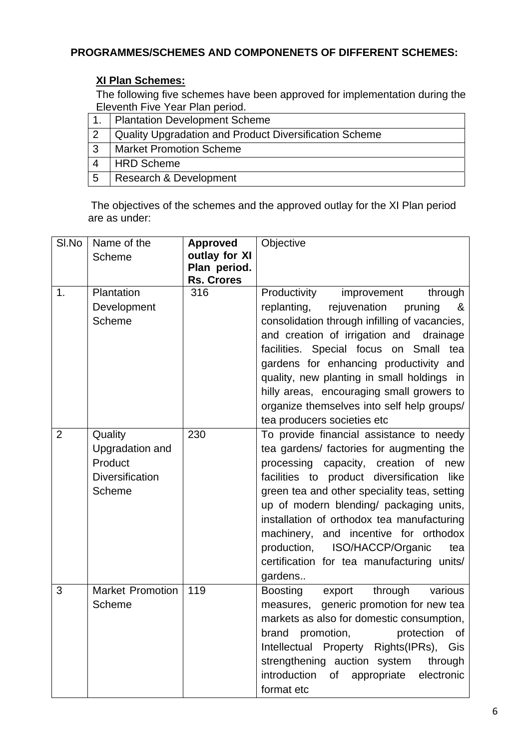**PROGRAMMES/SCHEMES AND COMPONENETS OF DIFFERENT SCHEMES:**

**XI Plan Schemes:**

The following five schemes have been approved for implementation during the Eleventh Five Year Plan period.

| | |
|---|---|
| 1. | Plantation Development Scheme |
| 2 | Quality Upgradation and Product Diversification Scheme |
| 3 | Market Promotion Scheme |
| 4 | HRD Scheme |
| 5 | Research & Development |

The objectives of the schemes and the approved outlay for the XI Plan period are as under:

| Sl.No | Name of the Scheme | **Approved outlay for XI Plan period. Rs. Crores** | Objective |
|---|---|---|---|
| 1. | Plantation Development Scheme | 316 | Productivity improvement through replanting, rejuvenation pruning & consolidation through infilling of vacancies, and creation of irrigation and drainage facilities. Special focus on Small tea gardens for enhancing productivity and quality, new planting in small holdings in hilly areas, encouraging small growers to organize themselves into self help groups/ tea producers societies etc |
| 2 | Quality Upgradation and Product Diversification Scheme | 230 | To provide financial assistance to needy tea gardens/ factories for augmenting the processing capacity, creation of new facilities to product diversification like green tea and other speciality teas, setting up of modern blending/ packaging units, installation of orthodox tea manufacturing machinery, and incentive for orthodox production, ISO/HACCP/Organic tea certification for tea manufacturing units/ gardens.. |
| 3 | Market Promotion Scheme | 119 | Boosting export through various measures, generic promotion for new tea markets as also for domestic consumption, brand promotion, protection of Intellectual Property Rights(IPRs), Gis strengthening auction system through introduction of appropriate electronic format etc |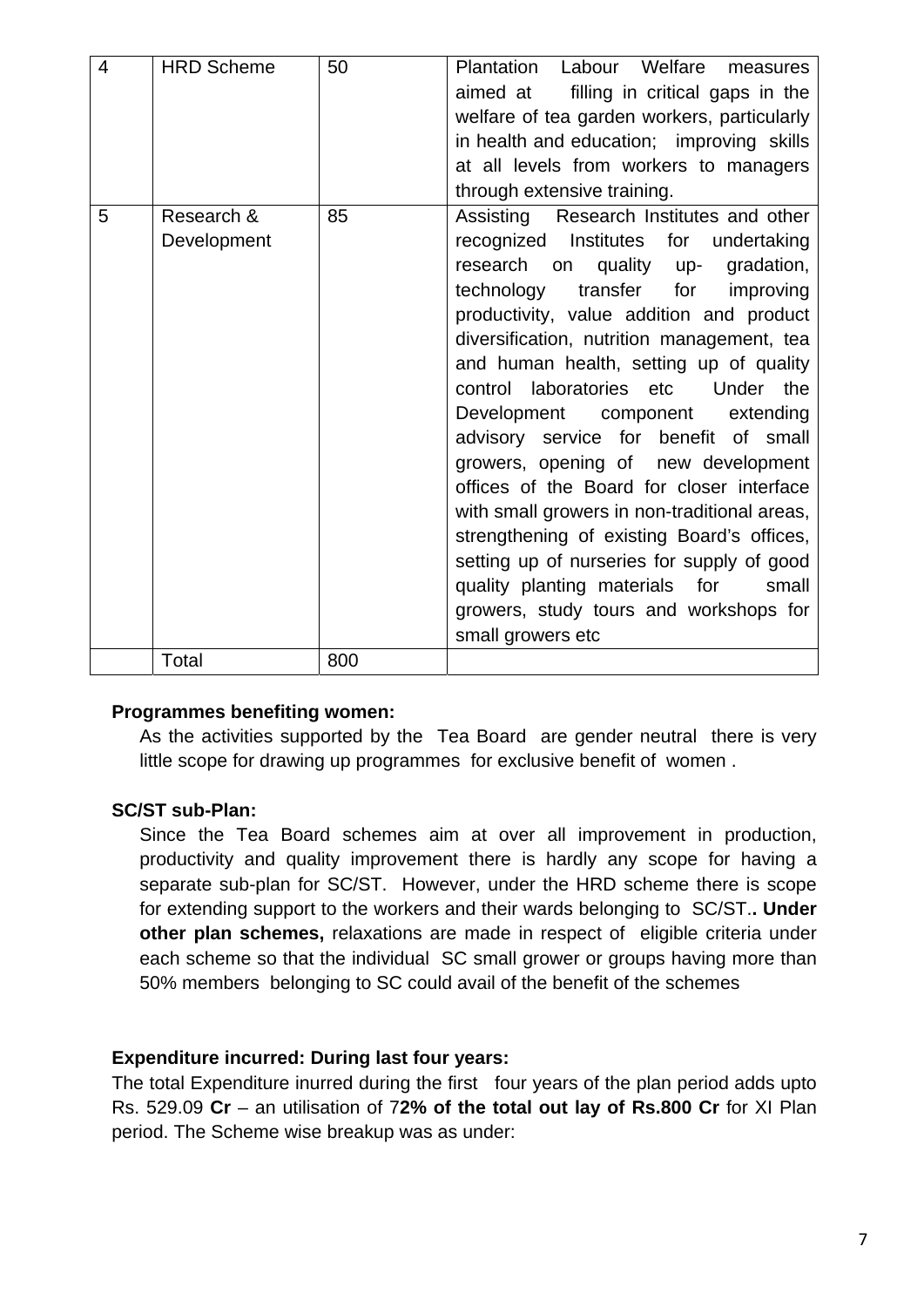| 4 | HRD Scheme | 50 | Plantation Labour Welfare measures aimed at filling in critical gaps in the welfare of tea garden workers, particularly in health and education; improving skills at all levels from workers to managers through extensive training. |
|---|---|---|---|
| 5 | Research & Development | 85 | Assisting Research Institutes and other recognized Institutes for undertaking research on quality up- gradation, technology transfer for improving productivity, value addition and product diversification, nutrition management, tea and human health, setting up of quality control laboratories etc Under the Development component extending advisory service for benefit of small growers, opening of new development offices of the Board for closer interface with small growers in non-traditional areas, strengthening of existing Board's offices, setting up of nurseries for supply of good quality planting materials for small growers, study tours and workshops for small growers etc |
| | Total | 800 | |

**Programmes benefiting women:**

As the activities supported by the Tea Board are gender neutral there is very little scope for drawing up programmes for exclusive benefit of women .

**SC/ST sub-Plan:**

Since the Tea Board schemes aim at over all improvement in production, productivity and quality improvement there is hardly any scope for having a separate sub-plan for SC/ST. However, under the HRD scheme there is scope for extending support to the workers and their wards belonging to SC/ST.**. Under other plan schemes,** relaxations are made in respect of eligible criteria under each scheme so that the individual SC small grower or groups having more than 50% members belonging to SC could avail of the benefit of the schemes

**Expenditure incurred: During last four years:**

The total Expenditure inurred during the first four years of the plan period adds upto Rs. 529.09 **Cr** – an utilisation of 7**2% of the total out lay of Rs.800 Cr** for XI Plan period. The Scheme wise breakup was as under: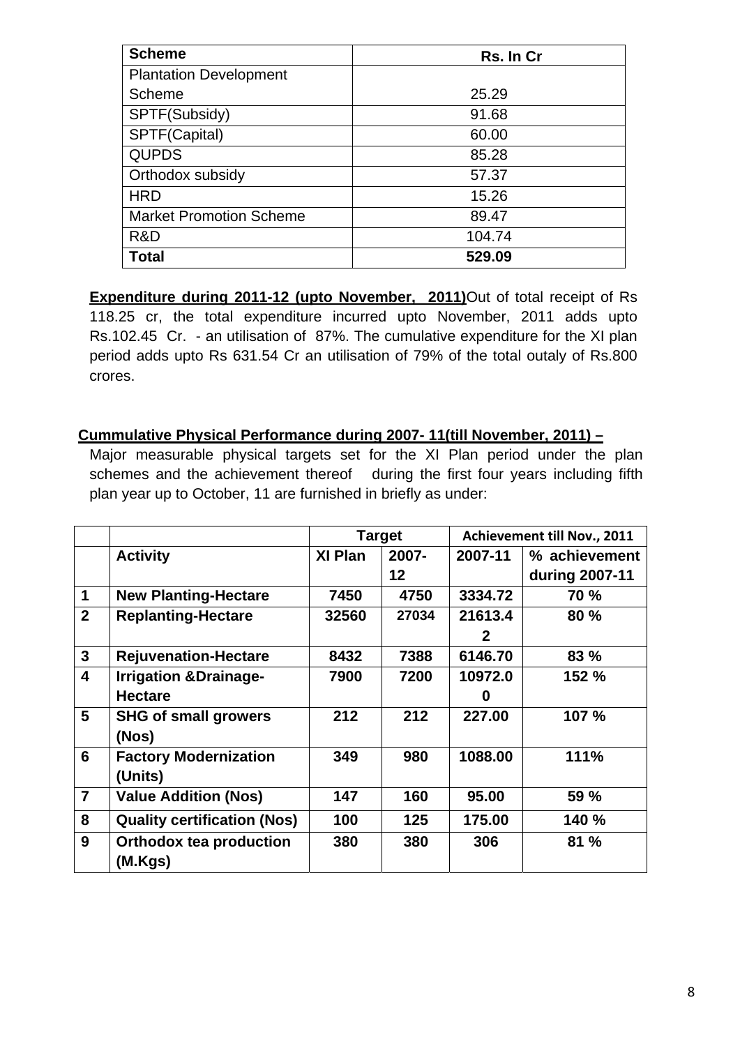| Scheme | Rs. In Cr |
|---|---|
| Plantation Development Scheme | 25.29 |
| SPTF(Subsidy) | 91.68 |
| SPTF(Capital) | 60.00 |
| QUPDS | 85.28 |
| Orthodox subsidy | 57.37 |
| HRD | 15.26 |
| Market Promotion Scheme | 89.47 |
| R&D | 104.74 |
| **Total** | **529.09** |

**Expenditure during 2011-12 (upto November, 2011)**Out of total receipt of Rs 118.25 cr, the total expenditure incurred upto November, 2011 adds upto Rs.102.45 Cr. - an utilisation of 87%. The cumulative expenditure for the XI plan period adds upto Rs 631.54 Cr an utilisation of 79% of the total outaly of Rs.800 crores.

**Cummulative Physical Performance during 2007- 11(till November, 2011) –**

Major measurable physical targets set for the XI Plan period under the plan schemes and the achievement thereof during the first four years including fifth plan year up to October, 11 are furnished in briefly as under:

| | | Target | | Achievement till Nov., 2011 | |
|---|---|---|---|---|---|
| | **Activity** | **XI Plan** | **2007-12** | **2007-11** | **% achievement during 2007-11** |
| **1** | **New Planting-Hectare** | **7450** | **4750** | **3334.72** | **70 %** |
| **2** | **Replanting-Hectare** | **32560** | **27034** | **21613.42** | **80 %** |
| **3** | **Rejuvenation-Hectare** | **8432** | **7388** | **6146.70** | **83 %** |
| **4** | **Irrigation &Drainage-Hectare** | **7900** | **7200** | **10972.00** | **152 %** |
| **5** | **SHG of small growers (Nos)** | **212** | **212** | **227.00** | **107 %** |
| **6** | **Factory Modernization (Units)** | **349** | **980** | **1088.00** | **111%** |
| **7** | **Value Addition (Nos)** | **147** | **160** | **95.00** | **59 %** |
| **8** | **Quality certification (Nos)** | **100** | **125** | **175.00** | **140 %** |
| **9** | **Orthodox tea production (M.Kgs)** | **380** | **380** | **306** | **81 %** |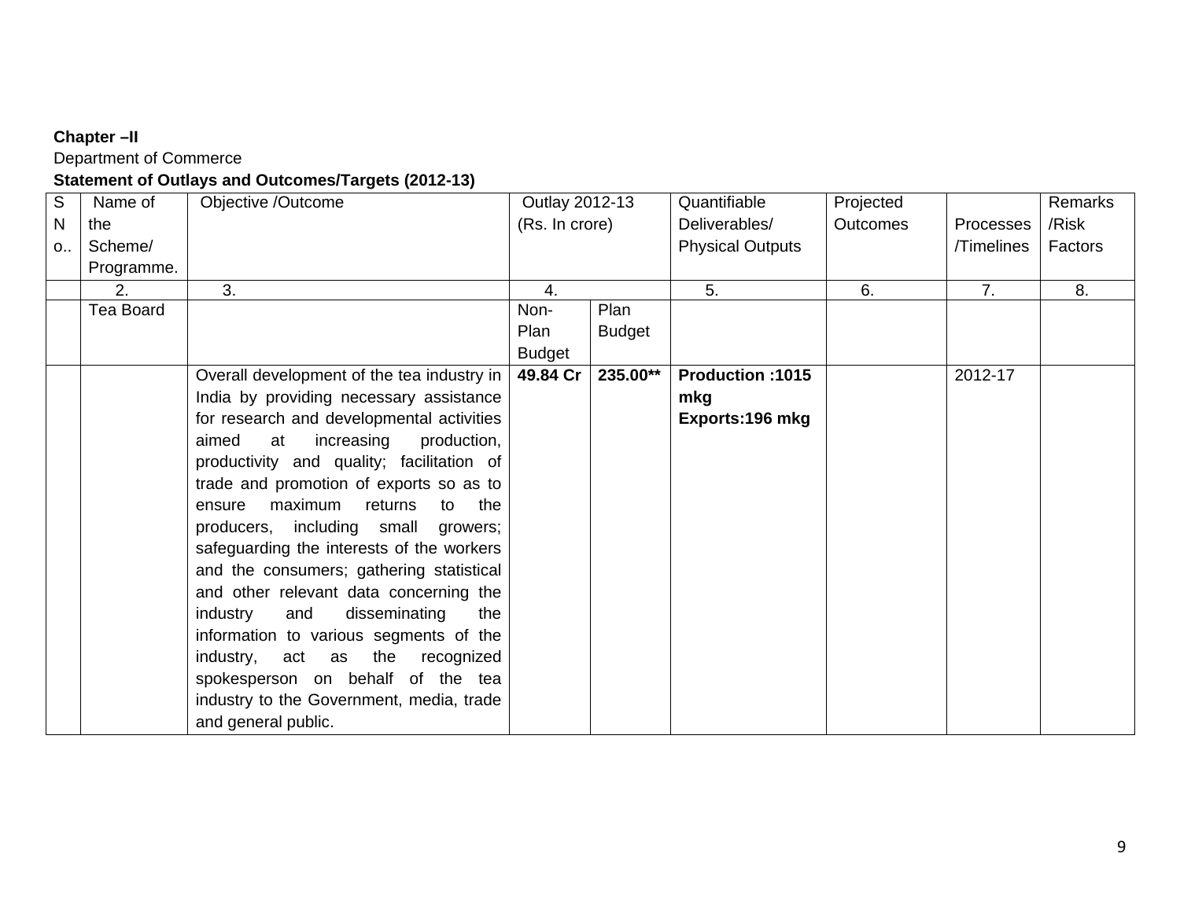**Chapter –II**

Department of Commerce

**Statement of Outlays and Outcomes/Targets (2012-13)**

| S No.. | Name of the Scheme/ Programme. | Objective /Outcome | Outlay 2012-13 (Rs. In crore) | | Quantifiable Deliverables/ Physical Outputs | Projected Outcomes | Processes /Timelines | Remarks /Risk Factors |
|---|---|---|---|---|---|---|---|---|
| | 2. | 3. | 4. | | 5. | 6. | 7. | 8. |
| | Tea Board | | Non-Plan Budget | Plan Budget | | | | |
| | | Overall development of the tea industry in India by providing necessary assistance for research and developmental activities aimed at increasing production, productivity and quality; facilitation of trade and promotion of exports so as to ensure maximum returns to the producers, including small growers; safeguarding the interests of the workers and the consumers; gathering statistical and other relevant data concerning the industry and disseminating the information to various segments of the industry, act as the recognized spokesperson on behalf of the tea industry to the Government, media, trade and general public. | **49.84 Cr** | **235.00\*\*** | **Production :1015 mkg** **Exports:196 mkg** | | 2012-17 | |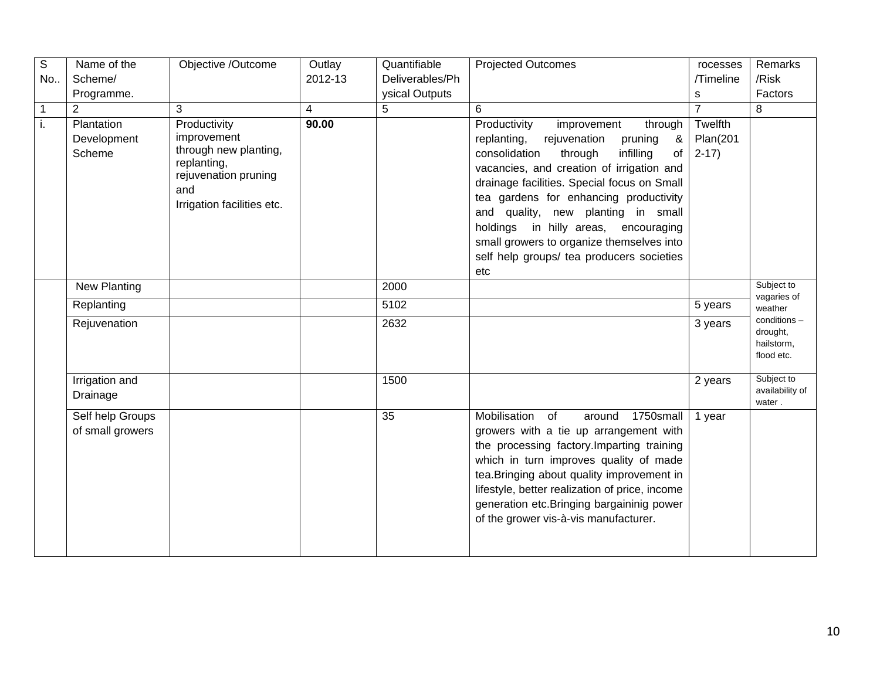| S No.. | Name of the Scheme/ Programme. | Objective /Outcome | Outlay 2012-13 | Quantifiable Deliverables/Physical Outputs | Projected Outcomes | rocesses /Timelines | Remarks /Risk Factors |
|---|---|---|---|---|---|---|---|
| 1 | 2 | 3 | 4 | 5 | 6 | 7 | 8 |
| i. | Plantation Development Scheme | Productivity improvement through new planting, replanting, rejuvenation pruning and Irrigation facilities etc. | **90.00** | | Productivity improvement through replanting, rejuvenation pruning & consolidation through infilling of vacancies, and creation of irrigation and drainage facilities. Special focus on Small tea gardens for enhancing productivity and quality, new planting in small holdings in hilly areas, encouraging small growers to organize themselves into self help groups/ tea producers societies etc | Twelfth Plan(2012-17) | |
| | New Planting | | | 2000 | | | Subject to vagaries of weather conditions – drought, hailstorm, flood etc. |
| | Replanting | | | 5102 | | 5 years | |
| | Rejuvenation | | | 2632 | | 3 years | |
| | Irrigation and Drainage | | | 1500 | | 2 years | Subject to availability of water . |
| | Self help Groups of small growers | | | 35 | Mobilisation of around 1750small growers with a tie up arrangement with the processing factory.Imparting training which in turn improves quality of made tea.Bringing about quality improvement in lifestyle, better realization of price, income generation etc.Bringing bargaininig power of the grower vis-à-vis manufacturer. | 1 year | |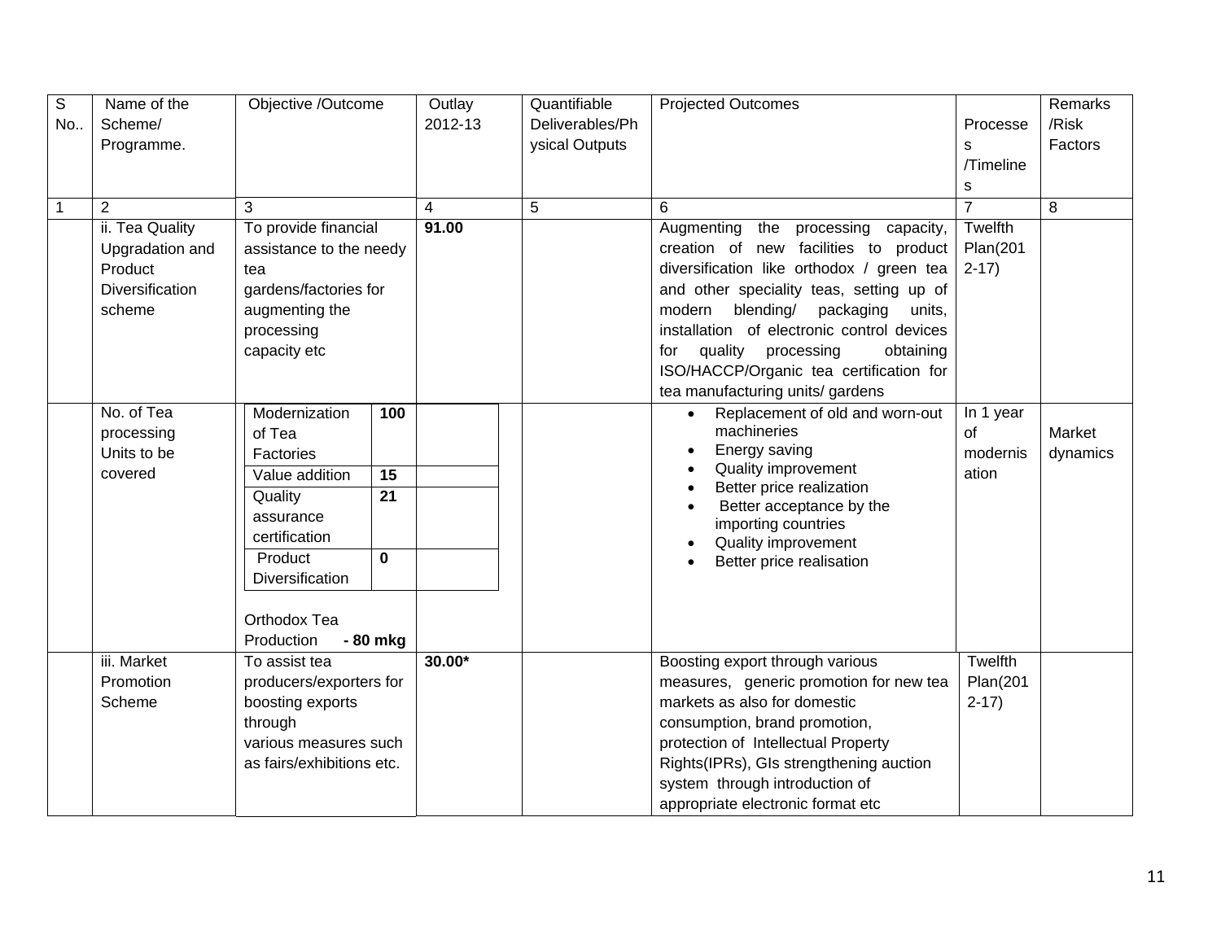| S No.. | Name of the Scheme/ Programme. | Objective /Outcome | Outlay 2012-13 | Quantifiable Deliverables/Physical Outputs | Projected Outcomes | Processes /Timelines | Remarks /Risk Factors |
|---|---|---|---|---|---|---|---|
| 1 | 2 | 3 | 4 | 5 | 6 | 7 | 8 |
| | ii. Tea Quality Upgradation and Product Diversification scheme | To provide financial assistance to the needy tea gardens/factories for augmenting the processing capacity etc | **91.00** | | Augmenting the processing capacity, creation of new facilities to product diversification like orthodox / green tea and other speciality teas, setting up of modern blending/ packaging units, installation of electronic control devices for quality processing obtaining ISO/HACCP/Organic tea certification for tea manufacturing units/ gardens | Twelfth Plan(2012-17) | |
| | No. of Tea processing Units to be covered | Modernization of Tea Factories **100**<br>Value addition **15**<br>Quality assurance certification **21**<br>Product Diversification **0**<br><br>Orthodox Tea Production **- 80 mkg** | | | • Replacement of old and worn-out machineries<br>• Energy saving<br>• Quality improvement<br>• Better price realization<br>• Better acceptance by the importing countries<br>• Quality improvement<br>• Better price realisation | In 1 year of modernisation | Market dynamics |
| | iii. Market Promotion Scheme | To assist tea producers/exporters for boosting exports through various measures such as fairs/exhibitions etc. | **30.00*** | | Boosting export through various measures, generic promotion for new tea markets as also for domestic consumption, brand promotion, protection of Intellectual Property Rights(IPRs), GIs strengthening auction system through introduction of appropriate electronic format etc | Twelfth Plan(2012-17) | |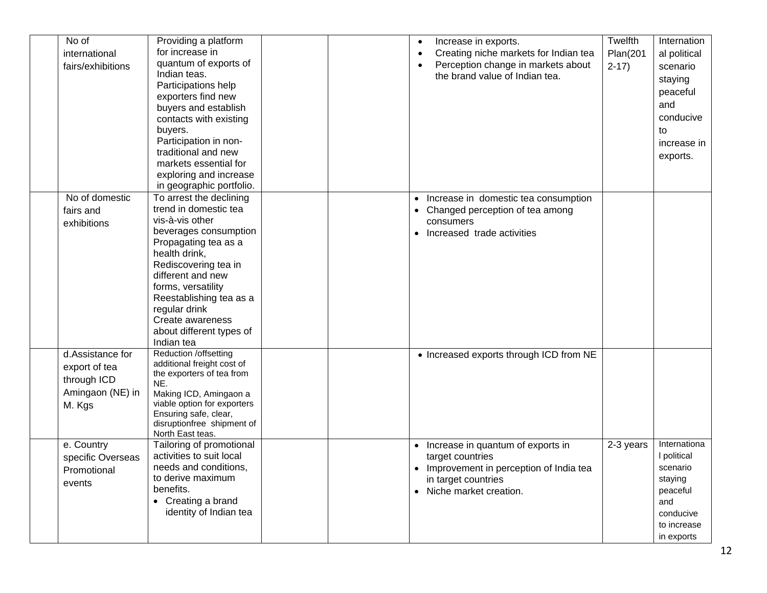| | | | | | | | |
|---|---|---|---|---|---|---|---|
| | No of international fairs/exhibitions | Providing a platform for increase in quantum of exports of Indian teas. Participations help exporters find new buyers and establish contacts with existing buyers. Participation in non-traditional and new markets essential for exploring and increase in geographic portfolio. | | | • Increase in exports.<br>• Creating niche markets for Indian tea<br>• Perception change in markets about the brand value of Indian tea. | Twelfth Plan(2012-17) | International political scenario staying peaceful and conducive to increase in exports. |
| | No of domestic fairs and exhibitions | To arrest the declining trend in domestic tea vis-à-vis other beverages consumption Propagating tea as a health drink, Rediscovering tea in different and new forms, versatility Reestablishing tea as a regular drink Create awareness about different types of Indian tea | | | • Increase in domestic tea consumption<br>• Changed perception of tea among consumers<br>• Increased trade activities | | |
| | d.Assistance for export of tea through ICD Amingaon (NE) in M. Kgs | Reduction /offsetting additional freight cost of the exporters of tea from NE. Making ICD, Amingaon a viable option for exporters Ensuring safe, clear, disruptionfree shipment of North East teas. | | | • Increased exports through ICD from NE | | |
| | e. Country specific Overseas Promotional events | Tailoring of promotional activities to suit local needs and conditions, to derive maximum benefits.<br>• Creating a brand identity of Indian tea | | | • Increase in quantum of exports in target countries<br>• Improvement in perception of India tea in target countries<br>• Niche market creation. | 2-3 years | International political scenario staying peaceful and conducive to increase in exports |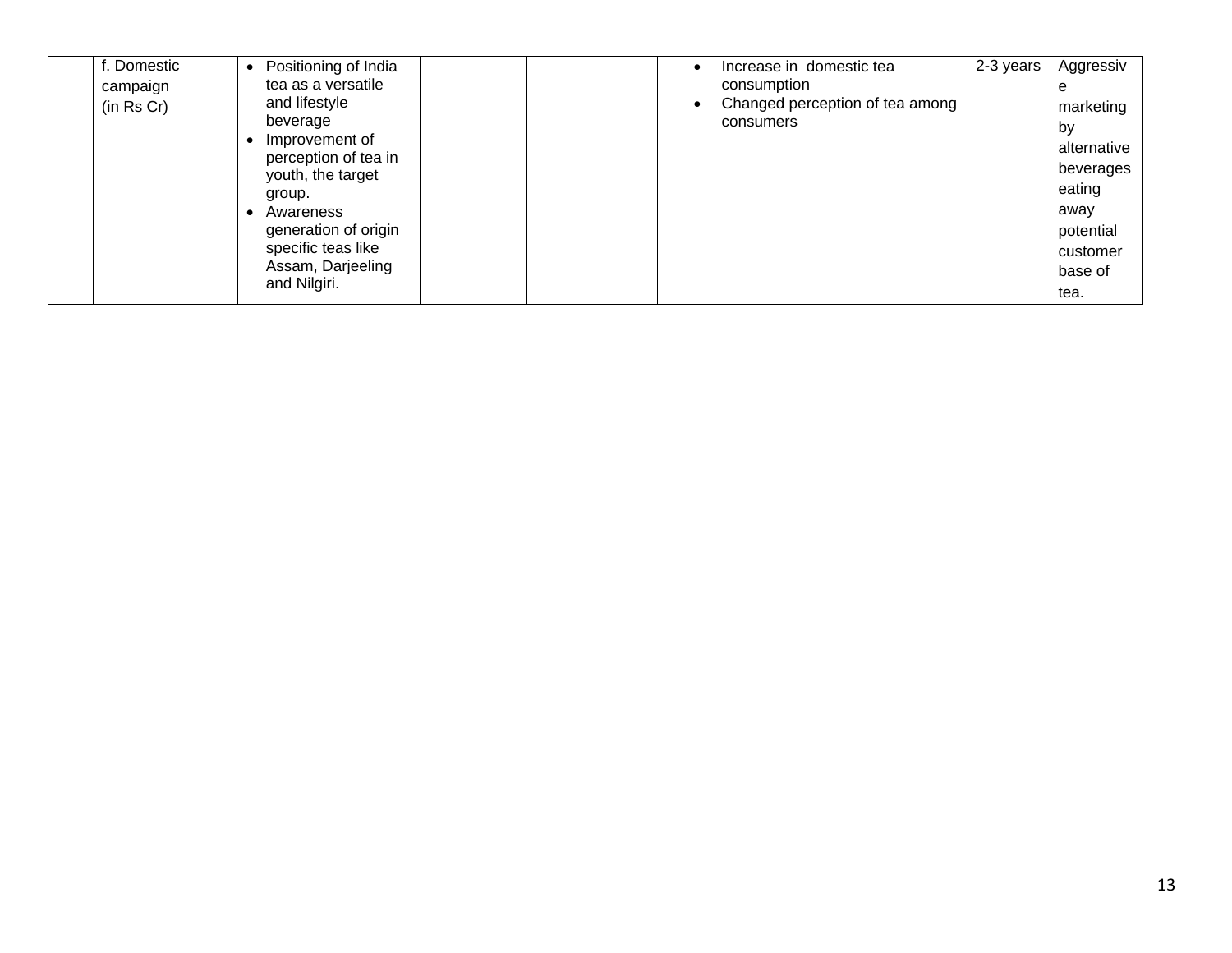|  | f. Domestic campaign (in Rs Cr) | • Positioning of India tea as a versatile and lifestyle beverage<br>• Improvement of perception of tea in youth, the target group.<br>• Awareness generation of origin specific teas like Assam, Darjeeling and Nilgiri. |  |  | • Increase in domestic tea consumption<br>• Changed perception of tea among consumers | 2-3 years | Aggressive marketing by alternative beverages eating away potential customer base of tea. |
|---|---|---|---|---|---|---|---|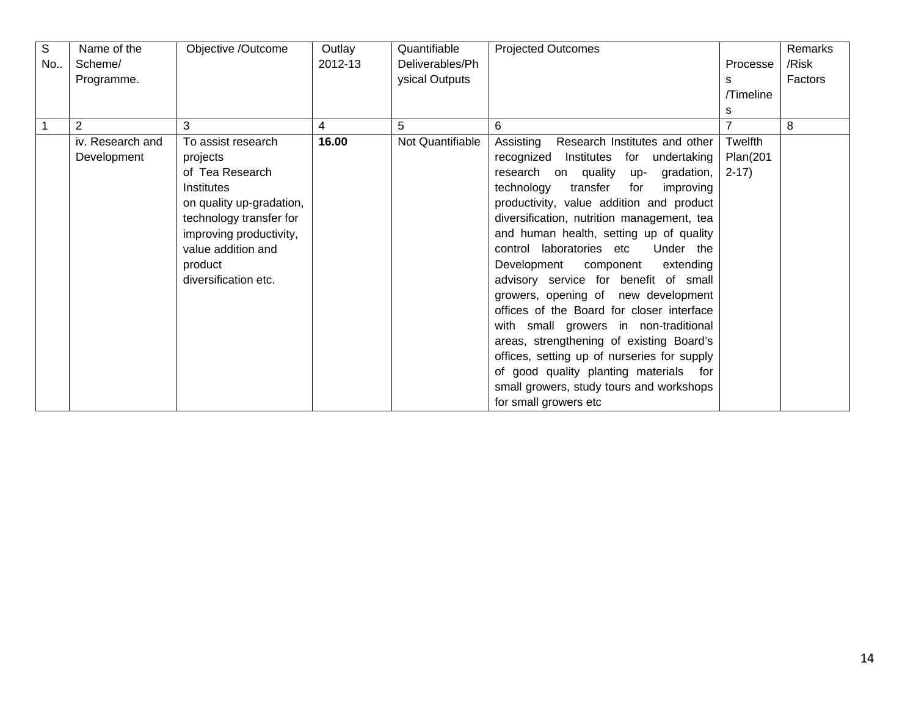| S No.. | Name of the Scheme/ Programme. | Objective /Outcome | Outlay 2012-13 | Quantifiable Deliverables/Physical Outputs | Projected Outcomes | Processes /Timelines | Remarks /Risk Factors |
|---|---|---|---|---|---|---|---|
| 1 | 2 | 3 | 4 | 5 | 6 | 7 | 8 |
| | iv. Research and Development | To assist research projects of Tea Research Institutes on quality up-gradation, technology transfer for improving productivity, value addition and product diversification etc. | **16.00** | Not Quantifiable | Assisting Research Institutes and other recognized Institutes for undertaking research on quality up- gradation, technology transfer for improving productivity, value addition and product diversification, nutrition management, tea and human health, setting up of quality control laboratories etc Under the Development component extending advisory service for benefit of small growers, opening of new development offices of the Board for closer interface with small growers in non-traditional areas, strengthening of existing Board's offices, setting up of nurseries for supply of good quality planting materials for small growers, study tours and workshops for small growers etc | Twelfth Plan(2012-17) | |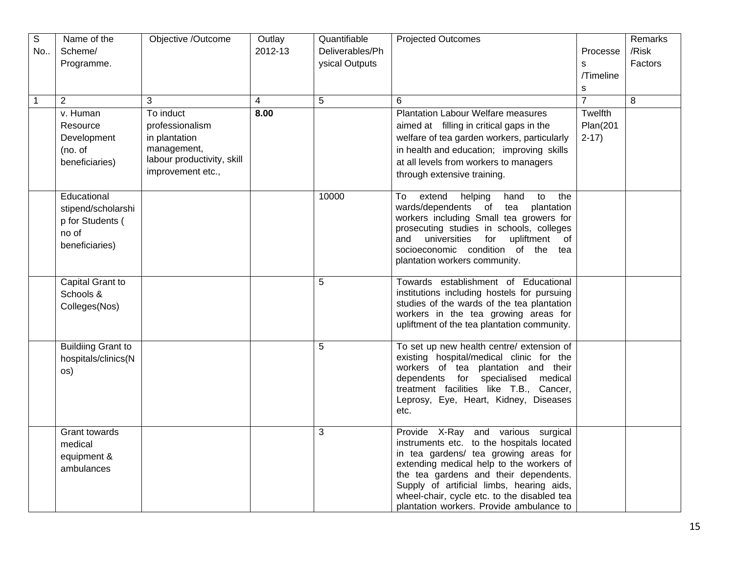| S No.. | Name of the Scheme/ Programme. | Objective /Outcome | Outlay 2012-13 | Quantifiable Deliverables/Physical Outputs | Projected Outcomes | Processes /Timelines | Remarks /Risk Factors |
|---|---|---|---|---|---|---|---|
| 1 | 2 | 3 | 4 | 5 | 6 | 7 | 8 |
| | v. Human Resource Development (no. of beneficiaries) | To induct professionalism in plantation management, labour productivity, skill improvement etc., | **8.00** | | Plantation Labour Welfare measures aimed at filling in critical gaps in the welfare of tea garden workers, particularly in health and education; improving skills at all levels from workers to managers through extensive training. | Twelfth Plan(2012-17) | |
| | Educational stipend/scholarship for Students ( no of beneficiaries) | | | 10000 | To extend helping hand to the wards/dependents of tea plantation workers including Small tea growers for prosecuting studies in schools, colleges and universities for upliftment of socioeconomic condition of the tea plantation workers community. | | |
| | Capital Grant to Schools & Colleges(Nos) | | | 5 | Towards establishment of Educational institutions including hostels for pursuing studies of the wards of the tea plantation workers in the tea growing areas for upliftment of the tea plantation community. | | |
| | Buildiing Grant to hospitals/clinics(Nos) | | | 5 | To set up new health centre/ extension of existing hospital/medical clinic for the workers of tea plantation and their dependents for specialised medical treatment facilities like T.B., Cancer, Leprosy, Eye, Heart, Kidney, Diseases etc. | | |
| | Grant towards medical equipment & ambulances | | | 3 | Provide X-Ray and various surgical instruments etc. to the hospitals located in tea gardens/ tea growing areas for extending medical help to the workers of the tea gardens and their dependents. Supply of artificial limbs, hearing aids, wheel-chair, cycle etc. to the disabled tea plantation workers. Provide ambulance to | | |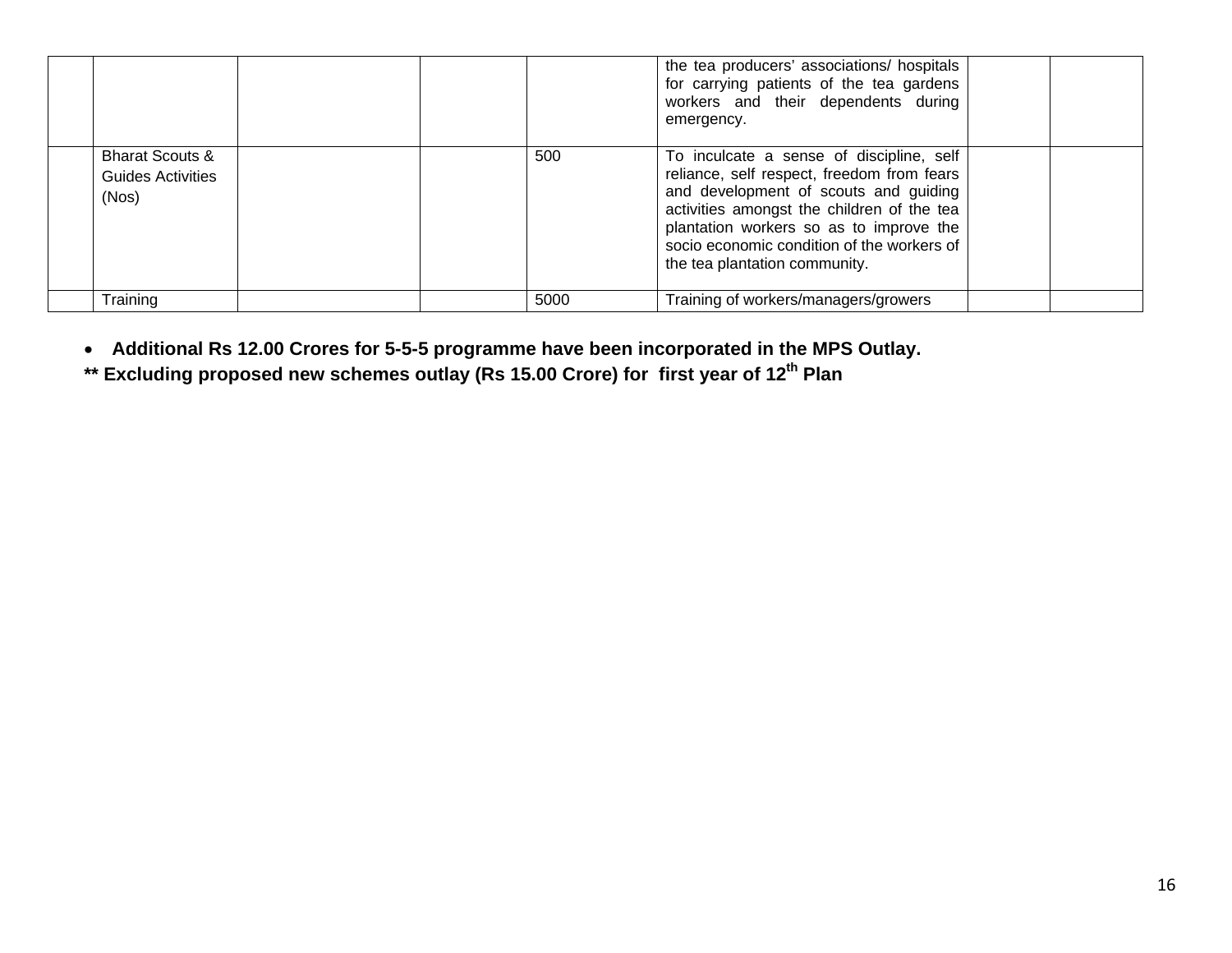| | | | | | | | |
|---|---|---|---|---|---|---|---|
| | | | | | the tea producers' associations/ hospitals for carrying patients of the tea gardens workers and their dependents during emergency. | | |
| | Bharat Scouts & Guides Activities (Nos) | | | 500 | To inculcate a sense of discipline, self reliance, self respect, freedom from fears and development of scouts and guiding activities amongst the children of the tea plantation workers so as to improve the socio economic condition of the workers of the tea plantation community. | | |
| | Training | | | 5000 | Training of workers/managers/growers | | |

- **Additional Rs 12.00 Crores for 5-5-5 programme have been incorporated in the MPS Outlay.**

**** Excluding proposed new schemes outlay (Rs 15.00 Crore) for first year of 12th Plan**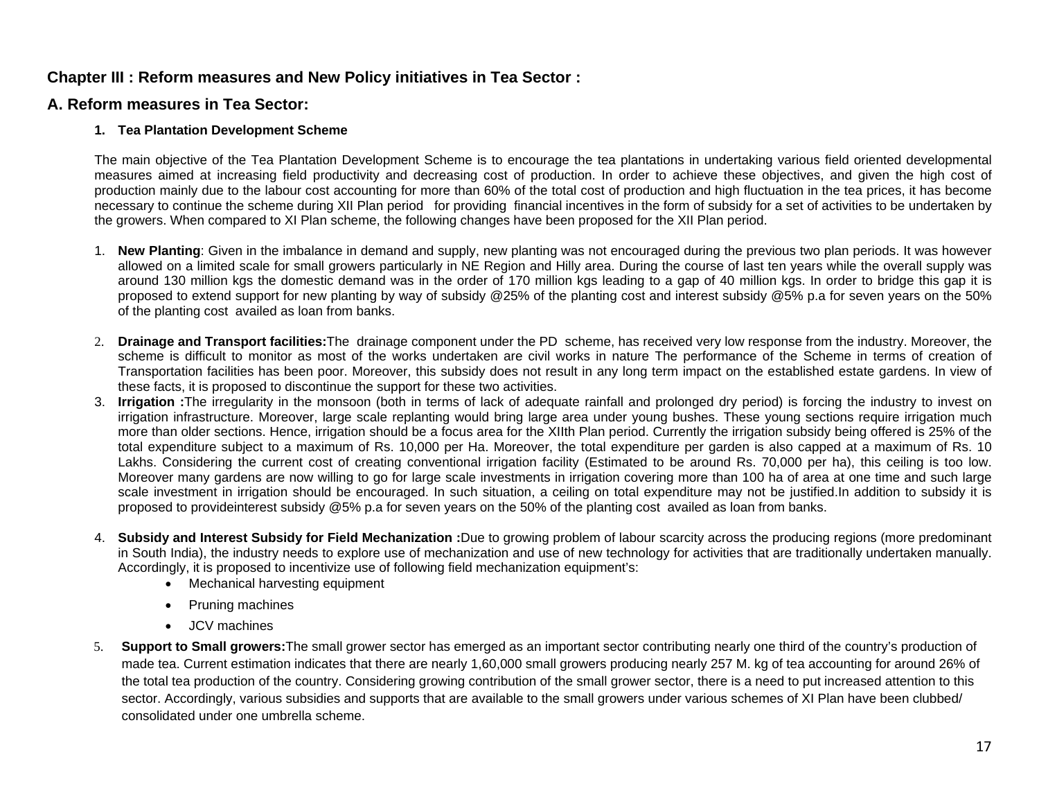## Chapter III : Reform measures and New Policy initiatives in Tea Sector :

## A. Reform measures in Tea Sector:

### 1. Tea Plantation Development Scheme

The main objective of the Tea Plantation Development Scheme is to encourage the tea plantations in undertaking various field oriented developmental measures aimed at increasing field productivity and decreasing cost of production. In order to achieve these objectives, and given the high cost of production mainly due to the labour cost accounting for more than 60% of the total cost of production and high fluctuation in the tea prices, it has become necessary to continue the scheme during XII Plan period for providing financial incentives in the form of subsidy for a set of activities to be undertaken by the growers. When compared to XI Plan scheme, the following changes have been proposed for the XII Plan period.

1. **New Planting**: Given in the imbalance in demand and supply, new planting was not encouraged during the previous two plan periods. It was however allowed on a limited scale for small growers particularly in NE Region and Hilly area. During the course of last ten years while the overall supply was around 130 million kgs the domestic demand was in the order of 170 million kgs leading to a gap of 40 million kgs. In order to bridge this gap it is proposed to extend support for new planting by way of subsidy @25% of the planting cost and interest subsidy @5% p.a for seven years on the 50% of the planting cost availed as loan from banks.

2. **Drainage and Transport facilities:**The drainage component under the PD scheme, has received very low response from the industry. Moreover, the scheme is difficult to monitor as most of the works undertaken are civil works in nature The performance of the Scheme in terms of creation of Transportation facilities has been poor. Moreover, this subsidy does not result in any long term impact on the established estate gardens. In view of these facts, it is proposed to discontinue the support for these two activities.
3. **Irrigation :**The irregularity in the monsoon (both in terms of lack of adequate rainfall and prolonged dry period) is forcing the industry to invest on irrigation infrastructure. Moreover, large scale replanting would bring large area under young bushes. These young sections require irrigation much more than older sections. Hence, irrigation should be a focus area for the XIIth Plan period. Currently the irrigation subsidy being offered is 25% of the total expenditure subject to a maximum of Rs. 10,000 per Ha. Moreover, the total expenditure per garden is also capped at a maximum of Rs. 10 Lakhs. Considering the current cost of creating conventional irrigation facility (Estimated to be around Rs. 70,000 per ha), this ceiling is too low. Moreover many gardens are now willing to go for large scale investments in irrigation covering more than 100 ha of area at one time and such large scale investment in irrigation should be encouraged. In such situation, a ceiling on total expenditure may not be justified.In addition to subsidy it is proposed to provideinterest subsidy @5% p.a for seven years on the 50% of the planting cost availed as loan from banks.

4. **Subsidy and Interest Subsidy for Field Mechanization :**Due to growing problem of labour scarcity across the producing regions (more predominant in South India), the industry needs to explore use of mechanization and use of new technology for activities that are traditionally undertaken manually. Accordingly, it is proposed to incentivize use of following field mechanization equipment's:
   - Mechanical harvesting equipment
   - Pruning machines
   - JCV machines
5. **Support to Small growers:**The small grower sector has emerged as an important sector contributing nearly one third of the country's production of made tea. Current estimation indicates that there are nearly 1,60,000 small growers producing nearly 257 M. kg of tea accounting for around 26% of the total tea production of the country. Considering growing contribution of the small grower sector, there is a need to put increased attention to this sector. Accordingly, various subsidies and supports that are available to the small growers under various schemes of XI Plan have been clubbed/ consolidated under one umbrella scheme.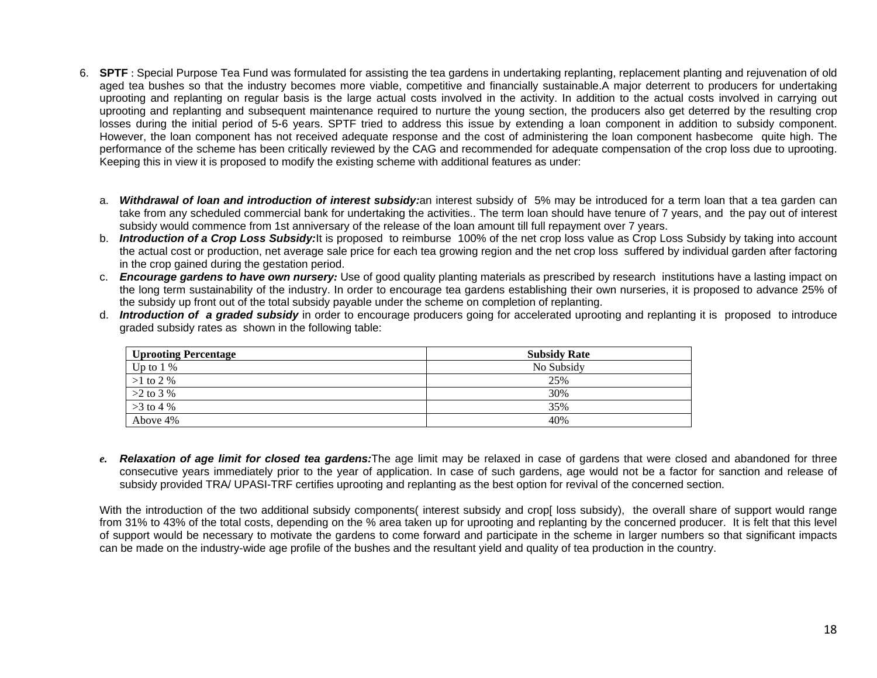6. **SPTF** : Special Purpose Tea Fund was formulated for assisting the tea gardens in undertaking replanting, replacement planting and rejuvenation of old aged tea bushes so that the industry becomes more viable, competitive and financially sustainable.A major deterrent to producers for undertaking uprooting and replanting on regular basis is the large actual costs involved in the activity. In addition to the actual costs involved in carrying out uprooting and replanting and subsequent maintenance required to nurture the young section, the producers also get deterred by the resulting crop losses during the initial period of 5-6 years. SPTF tried to address this issue by extending a loan component in addition to subsidy component. However, the loan component has not received adequate response and the cost of administering the loan component hasbecome quite high. The performance of the scheme has been critically reviewed by the CAG and recommended for adequate compensation of the crop loss due to uprooting. Keeping this in view it is proposed to modify the existing scheme with additional features as under:

   a. ***Withdrawal of loan and introduction of interest subsidy:*** an interest subsidy of 5% may be introduced for a term loan that a tea garden can take from any scheduled commercial bank for undertaking the activities.. The term loan should have tenure of 7 years, and the pay out of interest subsidy would commence from 1st anniversary of the release of the loan amount till full repayment over 7 years.
   b. ***Introduction of a Crop Loss Subsidy:*** It is proposed to reimburse 100% of the net crop loss value as Crop Loss Subsidy by taking into account the actual cost or production, net average sale price for each tea growing region and the net crop loss suffered by individual garden after factoring in the crop gained during the gestation period.
   c. ***Encourage gardens to have own nursery:*** Use of good quality planting materials as prescribed by research institutions have a lasting impact on the long term sustainability of the industry. In order to encourage tea gardens establishing their own nurseries, it is proposed to advance 25% of the subsidy up front out of the total subsidy payable under the scheme on completion of replanting.
   d. ***Introduction of a graded subsidy*** in order to encourage producers going for accelerated uprooting and replanting it is proposed to introduce graded subsidy rates as shown in the following table:

| **Uprooting Percentage** | **Subsidy Rate** |
|---|---|
| Up to 1 % | No Subsidy |
| >1 to 2 % | 25% |
| >2 to 3 % | 30% |
| >3 to 4 % | 35% |
| Above 4% | 40% |

   e. ***Relaxation of age limit for closed tea gardens:*** The age limit may be relaxed in case of gardens that were closed and abandoned for three consecutive years immediately prior to the year of application. In case of such gardens, age would not be a factor for sanction and release of subsidy provided TRA/ UPASI-TRF certifies uprooting and replanting as the best option for revival of the concerned section.

With the introduction of the two additional subsidy components( interest subsidy and crop[ loss subsidy), the overall share of support would range from 31% to 43% of the total costs, depending on the % area taken up for uprooting and replanting by the concerned producer. It is felt that this level of support would be necessary to motivate the gardens to come forward and participate in the scheme in larger numbers so that significant impacts can be made on the industry-wide age profile of the bushes and the resultant yield and quality of tea production in the country.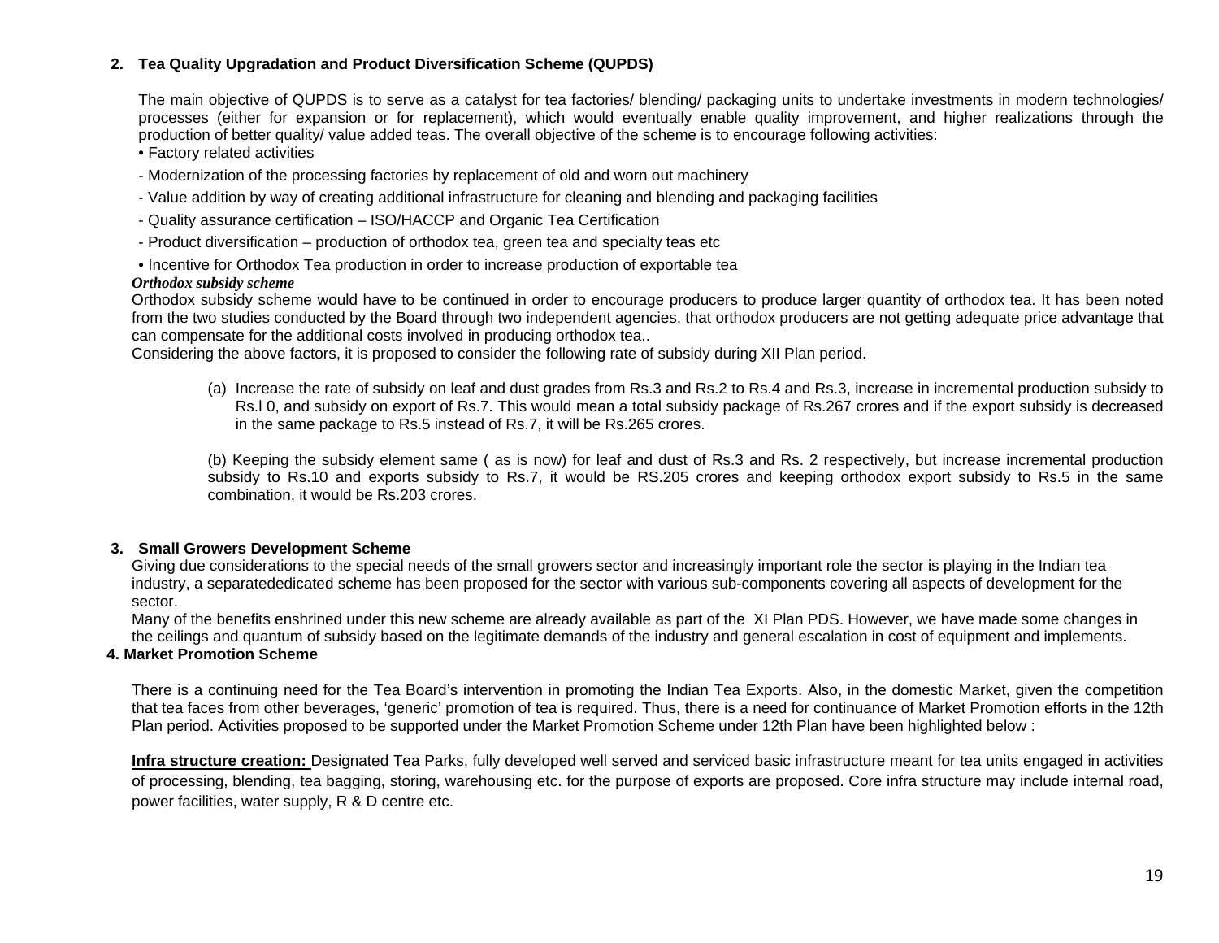## 2. Tea Quality Upgradation and Product Diversification Scheme (QUPDS)

The main objective of QUPDS is to serve as a catalyst for tea factories/ blending/ packaging units to undertake investments in modern technologies/ processes (either for expansion or for replacement), which would eventually enable quality improvement, and higher realizations through the production of better quality/ value added teas. The overall objective of the scheme is to encourage following activities:

- Factory related activities
  - Modernization of the processing factories by replacement of old and worn out machinery
  - Value addition by way of creating additional infrastructure for cleaning and blending and packaging facilities
  - Quality assurance certification – ISO/HACCP and Organic Tea Certification
  - Product diversification – production of orthodox tea, green tea and specialty teas etc
- Incentive for Orthodox Tea production in order to increase production of exportable tea

***Orthodox subsidy scheme***

Orthodox subsidy scheme would have to be continued in order to encourage producers to produce larger quantity of orthodox tea. It has been noted from the two studies conducted by the Board through two independent agencies, that orthodox producers are not getting adequate price advantage that can compensate for the additional costs involved in producing orthodox tea..

Considering the above factors, it is proposed to consider the following rate of subsidy during XII Plan period.

(a) Increase the rate of subsidy on leaf and dust grades from Rs.3 and Rs.2 to Rs.4 and Rs.3, increase in incremental production subsidy to Rs.l 0, and subsidy on export of Rs.7. This would mean a total subsidy package of Rs.267 crores and if the export subsidy is decreased in the same package to Rs.5 instead of Rs.7, it will be Rs.265 crores.

(b) Keeping the subsidy element same ( as is now) for leaf and dust of Rs.3 and Rs. 2 respectively, but increase incremental production subsidy to Rs.10 and exports subsidy to Rs.7, it would be RS.205 crores and keeping orthodox export subsidy to Rs.5 in the same combination, it would be Rs.203 crores.

## 3. Small Growers Development Scheme

Giving due considerations to the special needs of the small growers sector and increasingly important role the sector is playing in the Indian tea industry, a separatededicated scheme has been proposed for the sector with various sub-components covering all aspects of development for the sector.

Many of the benefits enshrined under this new scheme are already available as part of the XI Plan PDS. However, we have made some changes in the ceilings and quantum of subsidy based on the legitimate demands of the industry and general escalation in cost of equipment and implements.

## 4. Market Promotion Scheme

There is a continuing need for the Tea Board's intervention in promoting the Indian Tea Exports. Also, in the domestic Market, given the competition that tea faces from other beverages, 'generic' promotion of tea is required. Thus, there is a need for continuance of Market Promotion efforts in the 12th Plan period. Activities proposed to be supported under the Market Promotion Scheme under 12th Plan have been highlighted below :

**Infra structure creation:** Designated Tea Parks, fully developed well served and serviced basic infrastructure meant for tea units engaged in activities of processing, blending, tea bagging, storing, warehousing etc. for the purpose of exports are proposed. Core infra structure may include internal road, power facilities, water supply, R & D centre etc.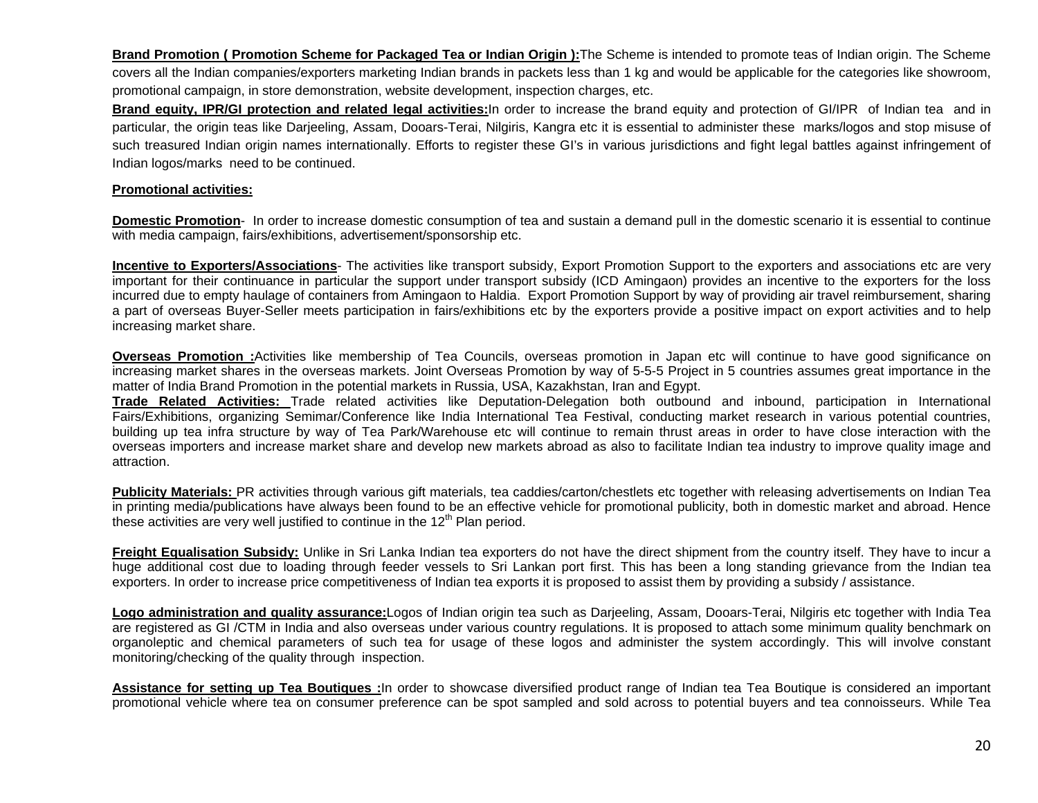**Brand Promotion ( Promotion Scheme for Packaged Tea or Indian Origin ):**The Scheme is intended to promote teas of Indian origin. The Scheme covers all the Indian companies/exporters marketing Indian brands in packets less than 1 kg and would be applicable for the categories like showroom, promotional campaign, in store demonstration, website development, inspection charges, etc.

**Brand equity, IPR/GI protection and related legal activities:**In order to increase the brand equity and protection of GI/IPR of Indian tea and in particular, the origin teas like Darjeeling, Assam, Dooars-Terai, Nilgiris, Kangra etc it is essential to administer these marks/logos and stop misuse of such treasured Indian origin names internationally. Efforts to register these GI's in various jurisdictions and fight legal battles against infringement of Indian logos/marks need to be continued.

**Promotional activities:**

**Domestic Promotion**- In order to increase domestic consumption of tea and sustain a demand pull in the domestic scenario it is essential to continue with media campaign, fairs/exhibitions, advertisement/sponsorship etc.

**Incentive to Exporters/Associations**- The activities like transport subsidy, Export Promotion Support to the exporters and associations etc are very important for their continuance in particular the support under transport subsidy (ICD Amingaon) provides an incentive to the exporters for the loss incurred due to empty haulage of containers from Amingaon to Haldia. Export Promotion Support by way of providing air travel reimbursement, sharing a part of overseas Buyer-Seller meets participation in fairs/exhibitions etc by the exporters provide a positive impact on export activities and to help increasing market share.

**Overseas Promotion :**Activities like membership of Tea Councils, overseas promotion in Japan etc will continue to have good significance on increasing market shares in the overseas markets. Joint Overseas Promotion by way of 5-5-5 Project in 5 countries assumes great importance in the matter of India Brand Promotion in the potential markets in Russia, USA, Kazakhstan, Iran and Egypt.

**Trade Related Activities:** Trade related activities like Deputation-Delegation both outbound and inbound, participation in International Fairs/Exhibitions, organizing Semimar/Conference like India International Tea Festival, conducting market research in various potential countries, building up tea infra structure by way of Tea Park/Warehouse etc will continue to remain thrust areas in order to have close interaction with the overseas importers and increase market share and develop new markets abroad as also to facilitate Indian tea industry to improve quality image and attraction.

**Publicity Materials:** PR activities through various gift materials, tea caddies/carton/chestlets etc together with releasing advertisements on Indian Tea in printing media/publications have always been found to be an effective vehicle for promotional publicity, both in domestic market and abroad. Hence these activities are very well justified to continue in the 12th Plan period.

**Freight Equalisation Subsidy:** Unlike in Sri Lanka Indian tea exporters do not have the direct shipment from the country itself. They have to incur a huge additional cost due to loading through feeder vessels to Sri Lankan port first. This has been a long standing grievance from the Indian tea exporters. In order to increase price competitiveness of Indian tea exports it is proposed to assist them by providing a subsidy / assistance.

**Logo administration and quality assurance:**Logos of Indian origin tea such as Darjeeling, Assam, Dooars-Terai, Nilgiris etc together with India Tea are registered as GI /CTM in India and also overseas under various country regulations. It is proposed to attach some minimum quality benchmark on organoleptic and chemical parameters of such tea for usage of these logos and administer the system accordingly. This will involve constant monitoring/checking of the quality through inspection.

**Assistance for setting up Tea Boutiques :**In order to showcase diversified product range of Indian tea Tea Boutique is considered an important promotional vehicle where tea on consumer preference can be spot sampled and sold across to potential buyers and tea connoisseurs. While Tea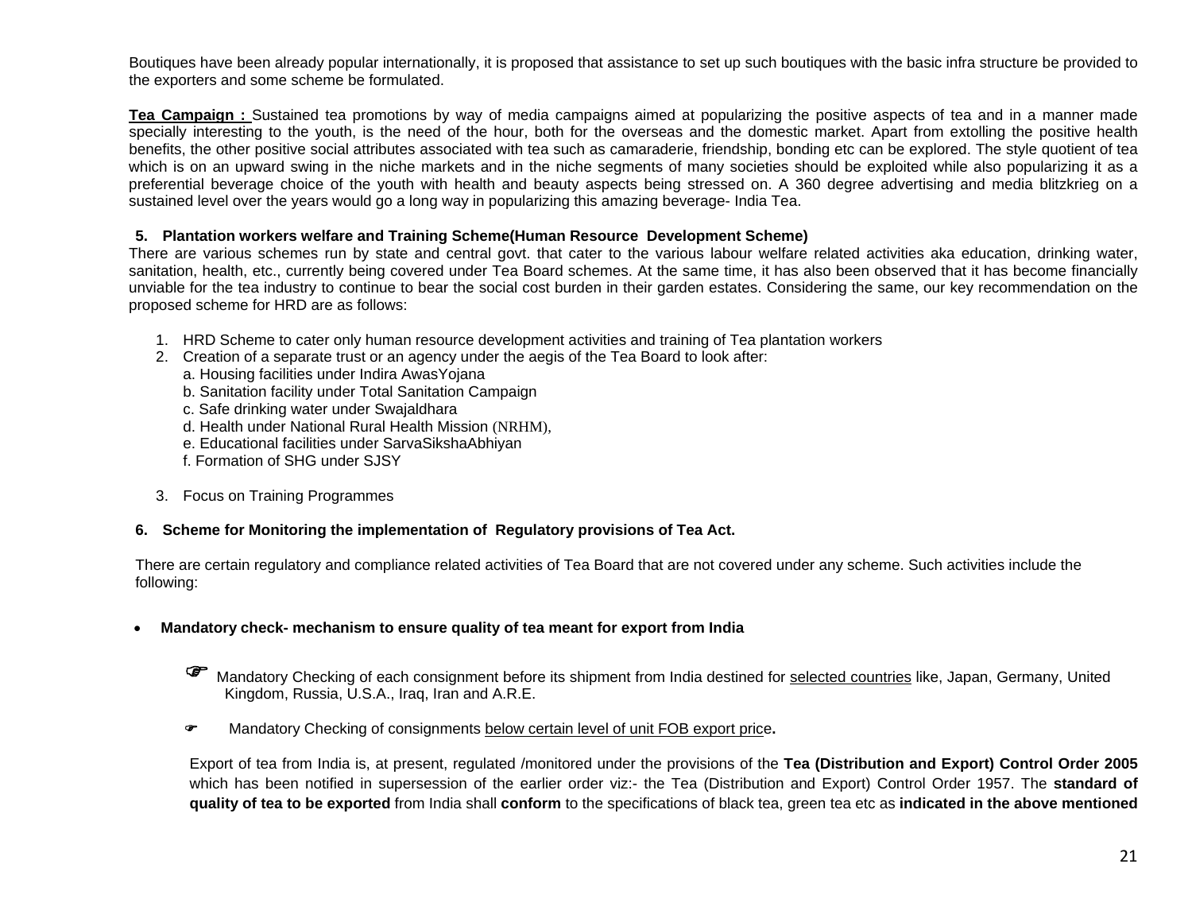Boutiques have been already popular internationally, it is proposed that assistance to set up such boutiques with the basic infra structure be provided to the exporters and some scheme be formulated.

**Tea Campaign :** Sustained tea promotions by way of media campaigns aimed at popularizing the positive aspects of tea and in a manner made specially interesting to the youth, is the need of the hour, both for the overseas and the domestic market. Apart from extolling the positive health benefits, the other positive social attributes associated with tea such as camaraderie, friendship, bonding etc can be explored. The style quotient of tea which is on an upward swing in the niche markets and in the niche segments of many societies should be exploited while also popularizing it as a preferential beverage choice of the youth with health and beauty aspects being stressed on. A 360 degree advertising and media blitzkrieg on a sustained level over the years would go a long way in popularizing this amazing beverage- India Tea.

### 5. Plantation workers welfare and Training Scheme(Human Resource Development Scheme)

There are various schemes run by state and central govt. that cater to the various labour welfare related activities aka education, drinking water, sanitation, health, etc., currently being covered under Tea Board schemes. At the same time, it has also been observed that it has become financially unviable for the tea industry to continue to bear the social cost burden in their garden estates. Considering the same, our key recommendation on the proposed scheme for HRD are as follows:

1. HRD Scheme to cater only human resource development activities and training of Tea plantation workers
2. Creation of a separate trust or an agency under the aegis of the Tea Board to look after:
   a. Housing facilities under Indira AwasYojana
   b. Sanitation facility under Total Sanitation Campaign
   c. Safe drinking water under Swajaldhara
   d. Health under National Rural Health Mission (NRHM),
   e. Educational facilities under SarvaSikshaAbhiyan
   f. Formation of SHG under SJSY
3. Focus on Training Programmes

### 6. Scheme for Monitoring the implementation of Regulatory provisions of Tea Act.

There are certain regulatory and compliance related activities of Tea Board that are not covered under any scheme. Such activities include the following:

- **Mandatory check- mechanism to ensure quality of tea meant for export from India**

  - Mandatory Checking of each consignment before its shipment from India destined for selected countries like, Japan, Germany, United Kingdom, Russia, U.S.A., Iraq, Iran and A.R.E.
  - Mandatory Checking of consignments below certain level of unit FOB export price**.**

  Export of tea from India is, at present, regulated /monitored under the provisions of the **Tea (Distribution and Export) Control Order 2005** which has been notified in supersession of the earlier order viz:- the Tea (Distribution and Export) Control Order 1957. The **standard of quality of tea to be exported** from India shall **conform** to the specifications of black tea, green tea etc as **indicated in the above mentioned**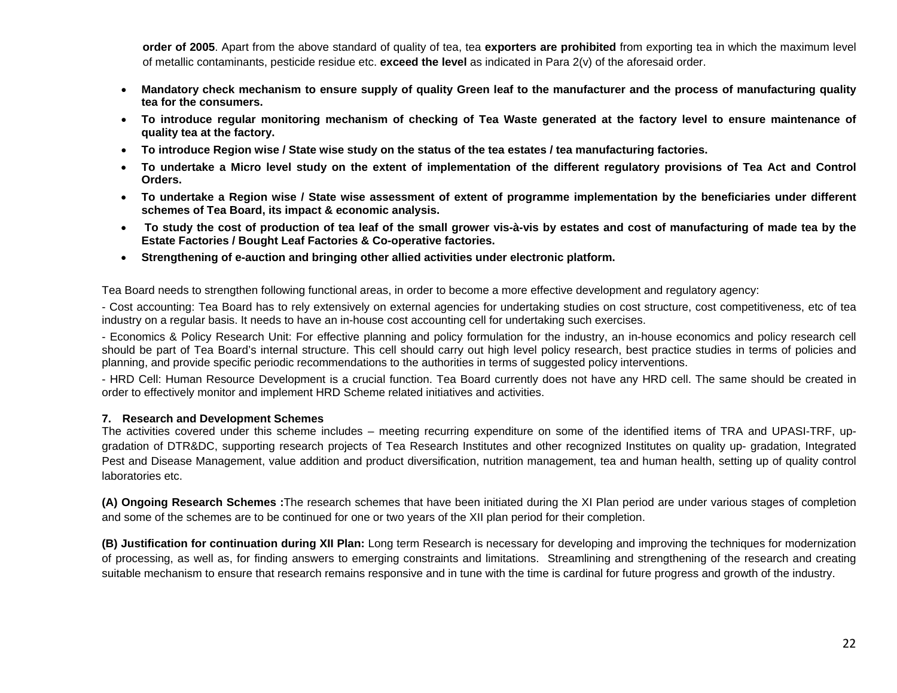**order of 2005**. Apart from the above standard of quality of tea, tea **exporters are prohibited** from exporting tea in which the maximum level of metallic contaminants, pesticide residue etc. **exceed the level** as indicated in Para 2(v) of the aforesaid order.

- **Mandatory check mechanism to ensure supply of quality Green leaf to the manufacturer and the process of manufacturing quality tea for the consumers.**
- **To introduce regular monitoring mechanism of checking of Tea Waste generated at the factory level to ensure maintenance of quality tea at the factory.**
- **To introduce Region wise / State wise study on the status of the tea estates / tea manufacturing factories.**
- **To undertake a Micro level study on the extent of implementation of the different regulatory provisions of Tea Act and Control Orders.**
- **To undertake a Region wise / State wise assessment of extent of programme implementation by the beneficiaries under different schemes of Tea Board, its impact & economic analysis.**
- **To study the cost of production of tea leaf of the small grower vis-à-vis by estates and cost of manufacturing of made tea by the Estate Factories / Bought Leaf Factories & Co-operative factories.**
- **Strengthening of e-auction and bringing other allied activities under electronic platform.**

Tea Board needs to strengthen following functional areas, in order to become a more effective development and regulatory agency:

- Cost accounting: Tea Board has to rely extensively on external agencies for undertaking studies on cost structure, cost competitiveness, etc of tea industry on a regular basis. It needs to have an in-house cost accounting cell for undertaking such exercises.

- Economics & Policy Research Unit: For effective planning and policy formulation for the industry, an in-house economics and policy research cell should be part of Tea Board's internal structure. This cell should carry out high level policy research, best practice studies in terms of policies and planning, and provide specific periodic recommendations to the authorities in terms of suggested policy interventions.

- HRD Cell: Human Resource Development is a crucial function. Tea Board currently does not have any HRD cell. The same should be created in order to effectively monitor and implement HRD Scheme related initiatives and activities.

### 7. Research and Development Schemes

The activities covered under this scheme includes – meeting recurring expenditure on some of the identified items of TRA and UPASI-TRF, up-gradation of DTR&DC, supporting research projects of Tea Research Institutes and other recognized Institutes on quality up- gradation, Integrated Pest and Disease Management, value addition and product diversification, nutrition management, tea and human health, setting up of quality control laboratories etc.

**(A) Ongoing Research Schemes :**The research schemes that have been initiated during the XI Plan period are under various stages of completion and some of the schemes are to be continued for one or two years of the XII plan period for their completion.

**(B) Justification for continuation during XII Plan:** Long term Research is necessary for developing and improving the techniques for modernization of processing, as well as, for finding answers to emerging constraints and limitations. Streamlining and strengthening of the research and creating suitable mechanism to ensure that research remains responsive and in tune with the time is cardinal for future progress and growth of the industry.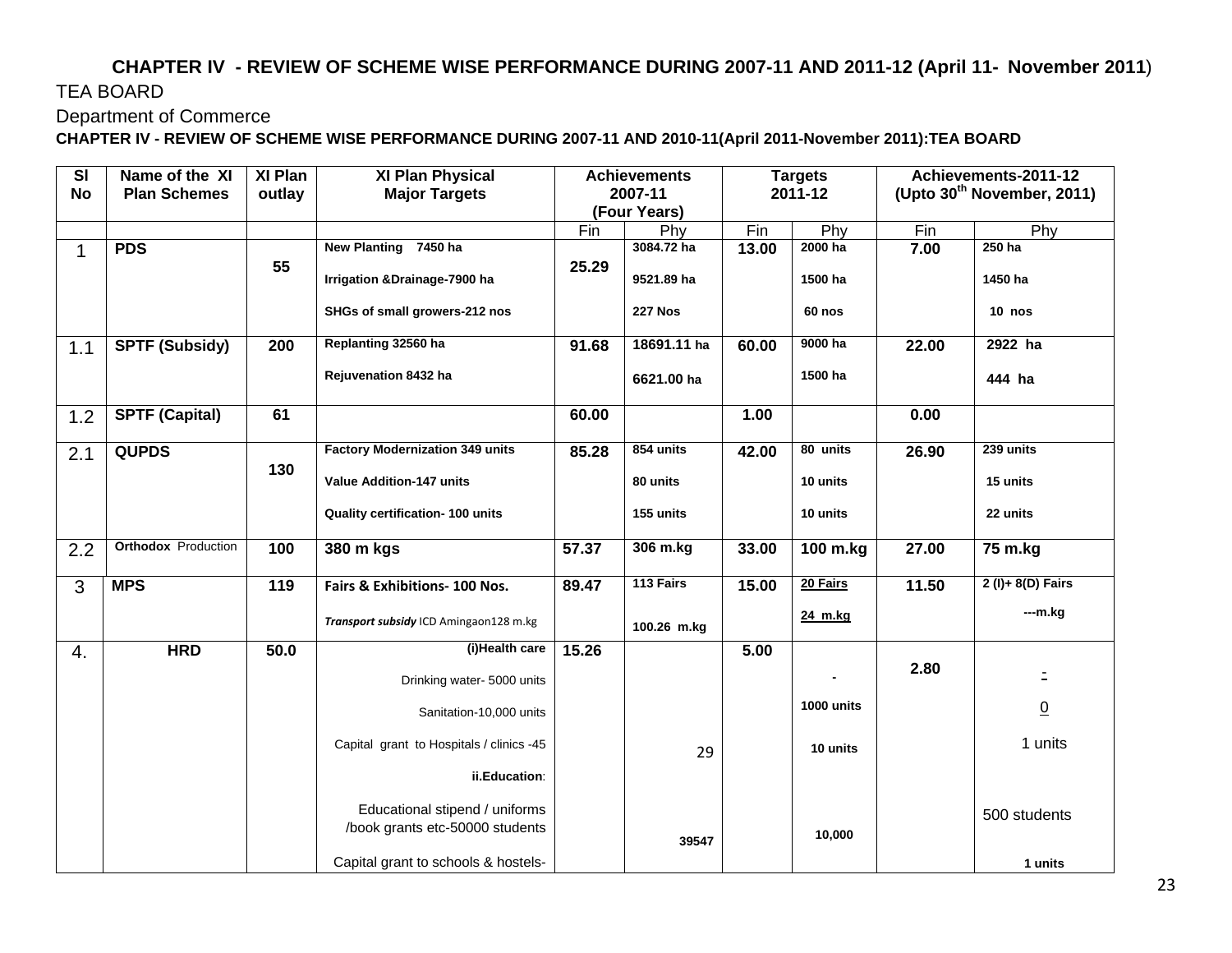## CHAPTER IV - REVIEW OF SCHEME WISE PERFORMANCE DURING 2007-11 AND 2011-12 (April 11- November 2011)

TEA BOARD

Department of Commerce

**CHAPTER IV - REVIEW OF SCHEME WISE PERFORMANCE DURING 2007-11 AND 2010-11(April 2011-November 2011):TEA BOARD**

| Sl No | Name of the XI Plan Schemes | XI Plan outlay | XI Plan Physical Major Targets | Achievements 2007-11 (Four Years) | | Targets 2011-12 | | Achievements-2011-12 (Upto 30th November, 2011) | |
|---|---|---|---|---|---|---|---|---|---|
| | | | | Fin | Phy | Fin | Phy | Fin | Phy |
| 1 | **PDS** | 55 | New Planting 7450 ha<br>Irrigation &Drainage-7900 ha<br>SHGs of small growers-212 nos | 25.29 | 3084.72 ha<br>9521.89 ha<br>227 Nos | 13.00 | 2000 ha<br>1500 ha<br>60 nos | 7.00 | 250 ha<br>1450 ha<br>10 nos |
| 1.1 | **SPTF (Subsidy)** | 200 | Replanting 32560 ha<br>Rejuvenation 8432 ha | 91.68 | 18691.11 ha<br>6621.00 ha | 60.00 | 9000 ha<br>1500 ha | 22.00 | 2922 ha<br>444 ha |
| 1.2 | **SPTF (Capital)** | 61 | | 60.00 | | 1.00 | | 0.00 | |
| 2.1 | **QUPDS** | 130 | Factory Modernization 349 units<br>Value Addition-147 units<br>Quality certification- 100 units | 85.28 | 854 units<br>80 units<br>155 units | 42.00 | 80 units<br>10 units<br>10 units | 26.90 | 239 units<br>15 units<br>22 units |
| 2.2 | **Orthodox** Production | 100 | 380 m kgs | 57.37 | 306 m.kg | 33.00 | 100 m.kg | 27.00 | 75 m.kg |
| 3 | **MPS** | 119 | Fairs & Exhibitions- 100 Nos.<br>*Transport subsidy* ICD Amingaon128 m.kg | 89.47 | 113 Fairs<br>100.26 m.kg | 15.00 | 20 Fairs<br>24 m.kg | 11.50 | 2 (I)+ 8(D) Fairs<br>---m.kg |
| 4. | **HRD** | 50.0 | **(i)Health care**<br>Drinking water- 5000 units<br>Sanitation-10,000 units<br>Capital grant to Hospitals / clinics -45<br>**ii.Education**:<br>Educational stipend / uniforms /book grants etc-50000 students<br>Capital grant to schools & hostels- | 15.26 | <br><br><br>29<br><br>39547 | 5.00 | <br>-<br>1000 units<br>10 units<br><br>10,000 | 2.80 | <br>-<br>0<br>1 units<br><br>500 students<br>1 units |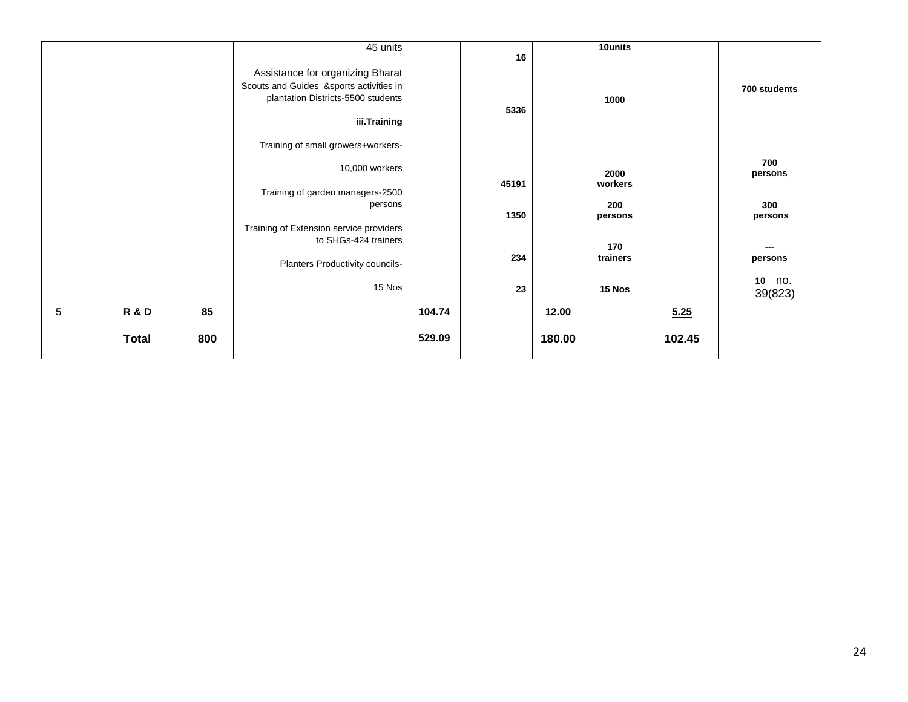| | | | | | | | | | |
|---|---|---|---|---|---|---|---|---|---|
| | | | 45 units<br><br>Assistance for organizing Bharat Scouts and Guides &sports activities in plantation Districts-5500 students<br><br>**iii.Training**<br><br>Training of small growers+workers-<br><br>10,000 workers<br><br>Training of garden managers-2500 persons<br><br>Training of Extension service providers to SHGs-424 trainers<br><br>Planters Productivity councils-<br><br>15 Nos | | **16**<br><br>**5336**<br><br>**45191**<br><br>**1350**<br><br>**234**<br><br>**23** | | **10units**<br><br>**1000**<br><br>**2000 workers**<br><br>**200 persons**<br><br>**170 trainers**<br><br>**15 Nos** | | **700 students**<br><br>**700 persons**<br><br>**300 persons**<br><br>**--- persons**<br><br>**10** no. 39(823) |
| 5 | **R & D** | **85** | | **104.74** | | **12.00** | | **5.25** | |
| | **Total** | **800** | | **529.09** | | **180.00** | | **102.45** | |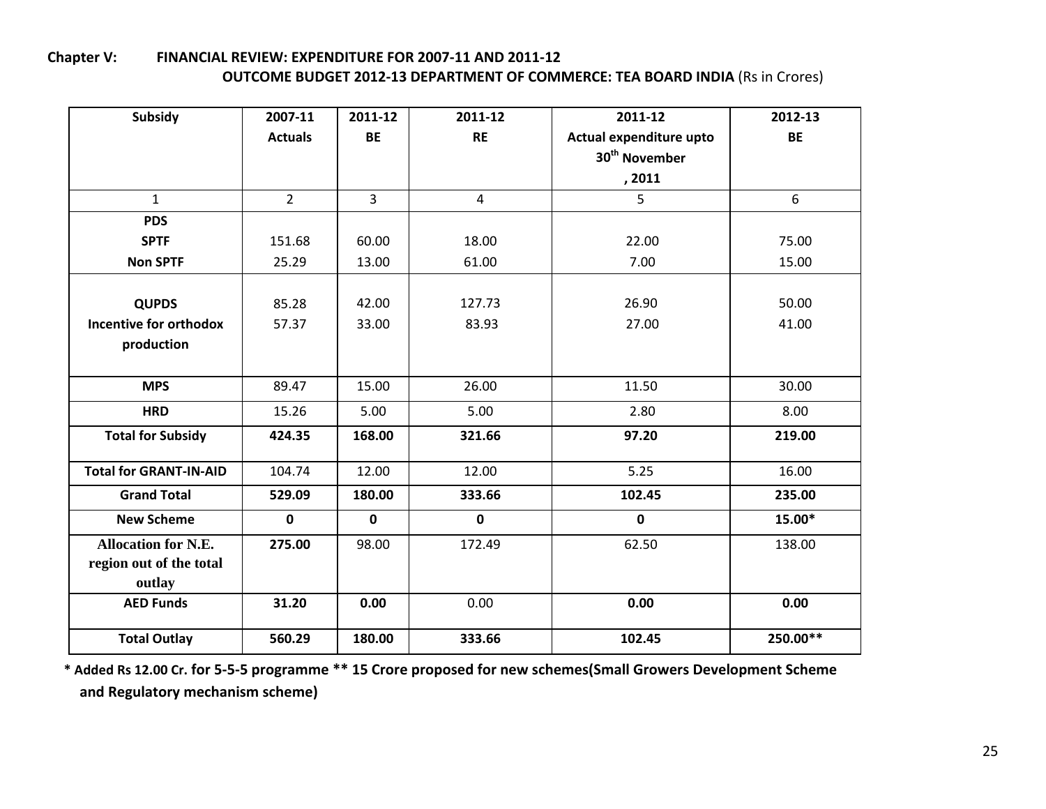**Chapter V: FINANCIAL REVIEW: EXPENDITURE FOR 2007-11 AND 2011-12**

**OUTCOME BUDGET 2012-13 DEPARTMENT OF COMMERCE: TEA BOARD INDIA** (Rs in Crores)

| Subsidy | 2007-11 Actuals | 2011-12 BE | 2011-12 RE | 2011-12 Actual expenditure upto 30th November , 2011 | 2012-13 BE |
|---|---|---|---|---|---|
| 1 | 2 | 3 | 4 | 5 | 6 |
| **PDS** | | | | | |
| **SPTF** | 151.68 | 60.00 | 18.00 | 22.00 | 75.00 |
| **Non SPTF** | 25.29 | 13.00 | 61.00 | 7.00 | 15.00 |
| **QUPDS** | 85.28 | 42.00 | 127.73 | 26.90 | 50.00 |
| **Incentive for orthodox production** | 57.37 | 33.00 | 83.93 | 27.00 | 41.00 |
| **MPS** | 89.47 | 15.00 | 26.00 | 11.50 | 30.00 |
| **HRD** | 15.26 | 5.00 | 5.00 | 2.80 | 8.00 |
| **Total for Subsidy** | **424.35** | **168.00** | **321.66** | **97.20** | **219.00** |
| **Total for GRANT-IN-AID** | 104.74 | 12.00 | 12.00 | 5.25 | 16.00 |
| **Grand Total** | **529.09** | **180.00** | **333.66** | **102.45** | **235.00** |
| **New Scheme** | **0** | **0** | **0** | **0** | **15.00*** |
| **Allocation for N.E. region out of the total outlay** | **275.00** | 98.00 | 172.49 | 62.50 | 138.00 |
| **AED Funds** | **31.20** | **0.00** | 0.00 | **0.00** | **0.00** |
| **Total Outlay** | **560.29** | **180.00** | **333.66** | **102.45** | **250.00**** |

**\* Added Rs 12.00 Cr. for 5-5-5 programme \*\* 15 Crore proposed for new schemes(Small Growers Development Scheme and Regulatory mechanism scheme)**